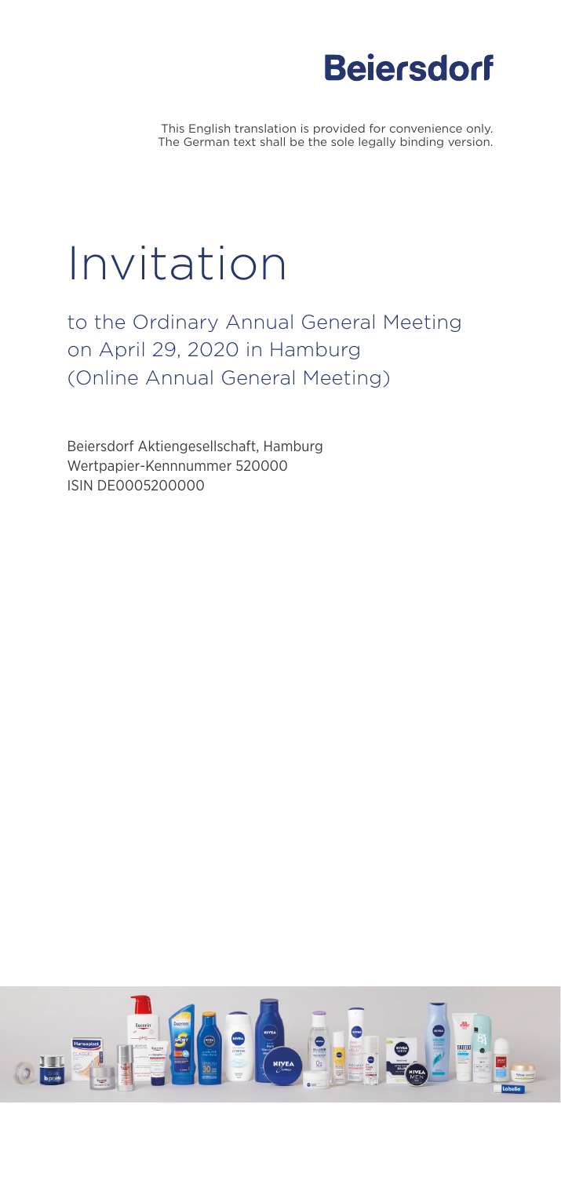Beiersdorf

This English translation is provided for convenience only. The German text shall be the sole legally binding version.

# Invitation

## to the Ordinary Annual General Meeting on April 29, 2020 in Hamburg (Online Annual General Meeting)

Beiersdorf Aktiengesellschaft, Hamburg
Wertpapier-Kennnummer 520000
ISIN DE0005200000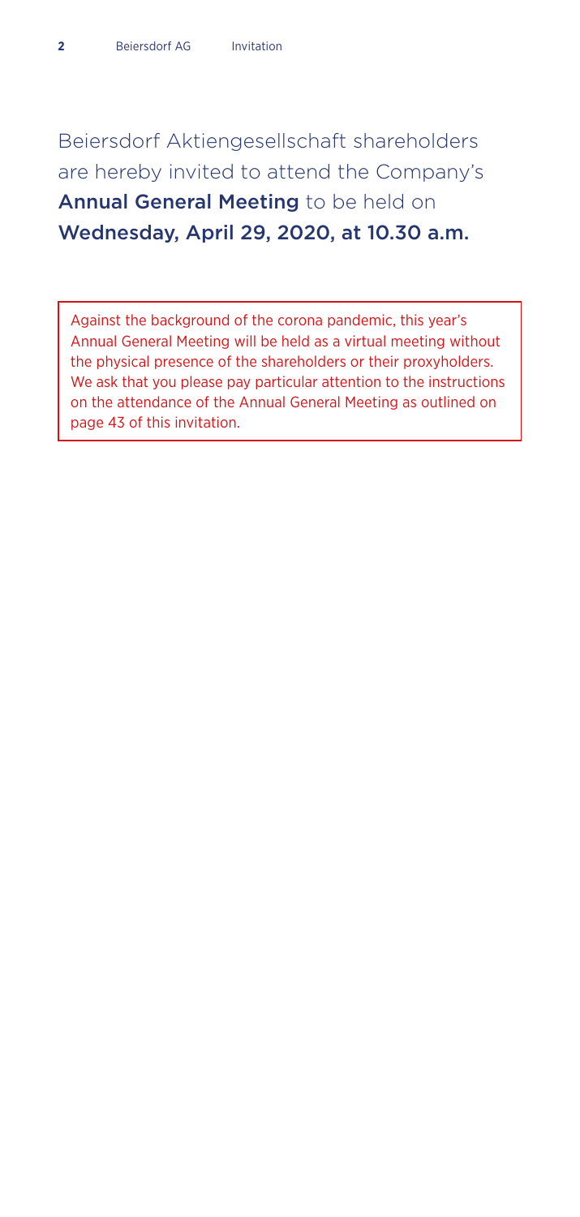Beiersdorf Aktiengesellschaft shareholders are hereby invited to attend the Company's **Annual General Meeting** to be held on **Wednesday, April 29, 2020, at 10.30 a.m.**

Against the background of the corona pandemic, this year's Annual General Meeting will be held as a virtual meeting without the physical presence of the shareholders or their proxyholders. We ask that you please pay particular attention to the instructions on the attendance of the Annual General Meeting as outlined on page 43 of this invitation.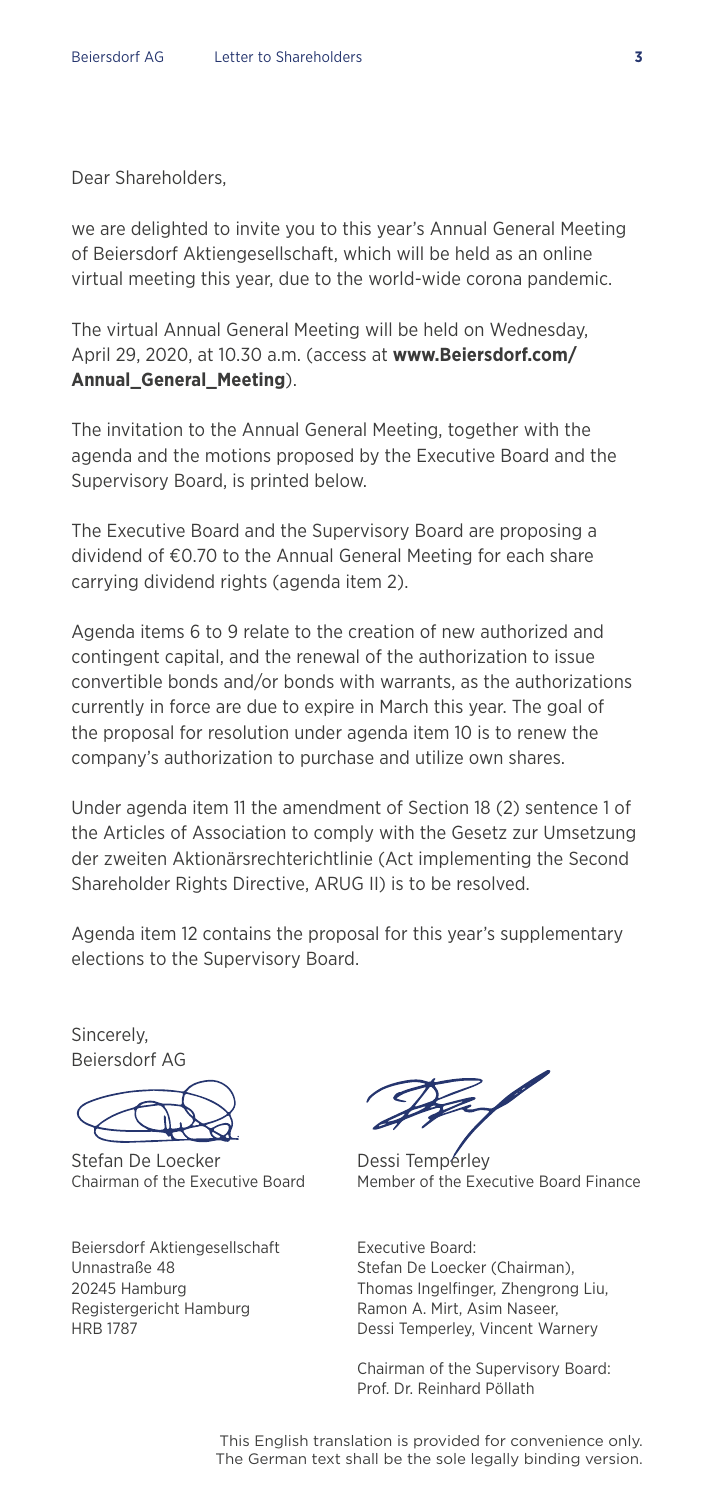Dear Shareholders,

we are delighted to invite you to this year's Annual General Meeting of Beiersdorf Aktiengesellschaft, which will be held as an online virtual meeting this year, due to the world-wide corona pandemic.

The virtual Annual General Meeting will be held on Wednesday, April 29, 2020, at 10.30 a.m. (access at **www.Beiersdorf.com/Annual_General_Meeting**).

The invitation to the Annual General Meeting, together with the agenda and the motions proposed by the Executive Board and the Supervisory Board, is printed below.

The Executive Board and the Supervisory Board are proposing a dividend of €0.70 to the Annual General Meeting for each share carrying dividend rights (agenda item 2).

Agenda items 6 to 9 relate to the creation of new authorized and contingent capital, and the renewal of the authorization to issue convertible bonds and/or bonds with warrants, as the authorizations currently in force are due to expire in March this year. The goal of the proposal for resolution under agenda item 10 is to renew the company's authorization to purchase and utilize own shares.

Under agenda item 11 the amendment of Section 18 (2) sentence 1 of the Articles of Association to comply with the Gesetz zur Umsetzung der zweiten Aktionärsrechterichtlinie (Act implementing the Second Shareholder Rights Directive, ARUG II) is to be resolved.

Agenda item 12 contains the proposal for this year's supplementary elections to the Supervisory Board.

Sincerely,
Beiersdorf AG

Stefan De Loecker
Chairman of the Executive Board

Dessi Temperley
Member of the Executive Board Finance

Beiersdorf Aktiengesellschaft
Unnastraße 48
20245 Hamburg
Registergericht Hamburg
HRB 1787

Executive Board:
Stefan De Loecker (Chairman),
Thomas Ingelfinger, Zhengrong Liu,
Ramon A. Mirt, Asim Naseer,
Dessi Temperley, Vincent Warnery

Chairman of the Supervisory Board:
Prof. Dr. Reinhard Pöllath

This English translation is provided for convenience only. The German text shall be the sole legally binding version.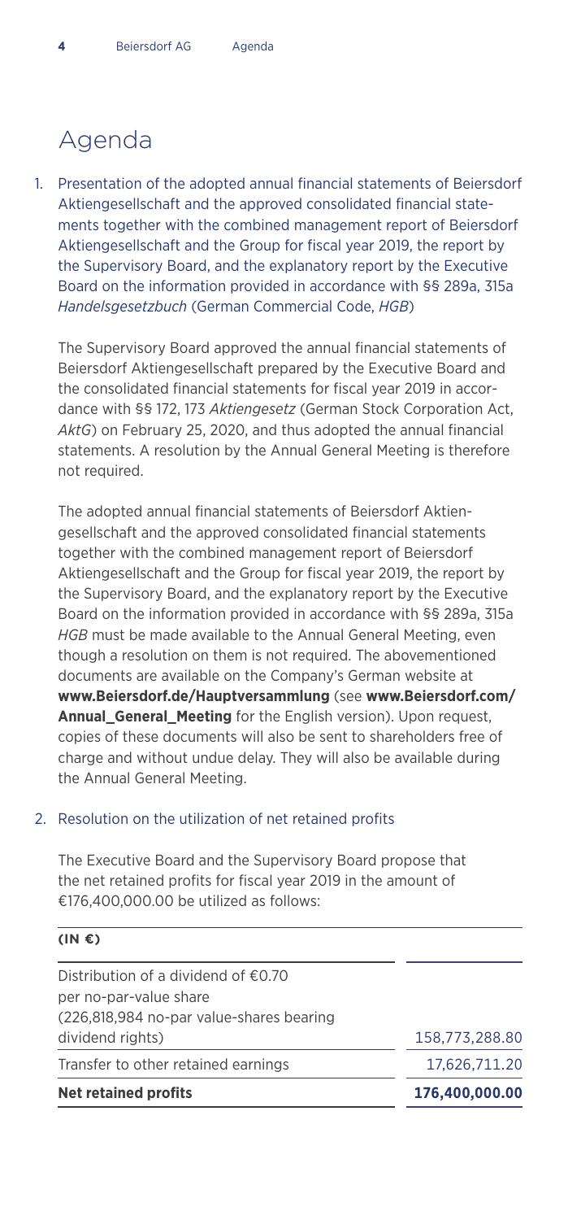# Agenda

1. Presentation of the adopted annual financial statements of Beiersdorf Aktiengesellschaft and the approved consolidated financial statements together with the combined management report of Beiersdorf Aktiengesellschaft and the Group for fiscal year 2019, the report by the Supervisory Board, and the explanatory report by the Executive Board on the information provided in accordance with §§ 289a, 315a *Handelsgesetzbuch* (German Commercial Code, *HGB*)

   The Supervisory Board approved the annual financial statements of Beiersdorf Aktiengesellschaft prepared by the Executive Board and the consolidated financial statements for fiscal year 2019 in accordance with §§ 172, 173 *Aktiengesetz* (German Stock Corporation Act, *AktG*) on February 25, 2020, and thus adopted the annual financial statements. A resolution by the Annual General Meeting is therefore not required.

   The adopted annual financial statements of Beiersdorf Aktiengesellschaft and the approved consolidated financial statements together with the combined management report of Beiersdorf Aktiengesellschaft and the Group for fiscal year 2019, the report by the Supervisory Board, and the explanatory report by the Executive Board on the information provided in accordance with §§ 289a, 315a *HGB* must be made available to the Annual General Meeting, even though a resolution on them is not required. The abovementioned documents are available on the Company's German website at **www.Beiersdorf.de/Hauptversammlung** (see **www.Beiersdorf.com/Annual_General_Meeting** for the English version). Upon request, copies of these documents will also be sent to shareholders free of charge and without undue delay. They will also be available during the Annual General Meeting.

2. Resolution on the utilization of net retained profits

   The Executive Board and the Supervisory Board propose that the net retained profits for fiscal year 2019 in the amount of €176,400,000.00 be utilized as follows:

| (IN €) | |
|---|---|
| Distribution of a dividend of €0.70 per no-par-value share (226,818,984 no-par value-shares bearing dividend rights) | 158,773,288.80 |
| Transfer to other retained earnings | 17,626,711.20 |
| **Net retained profits** | **176,400,000.00** |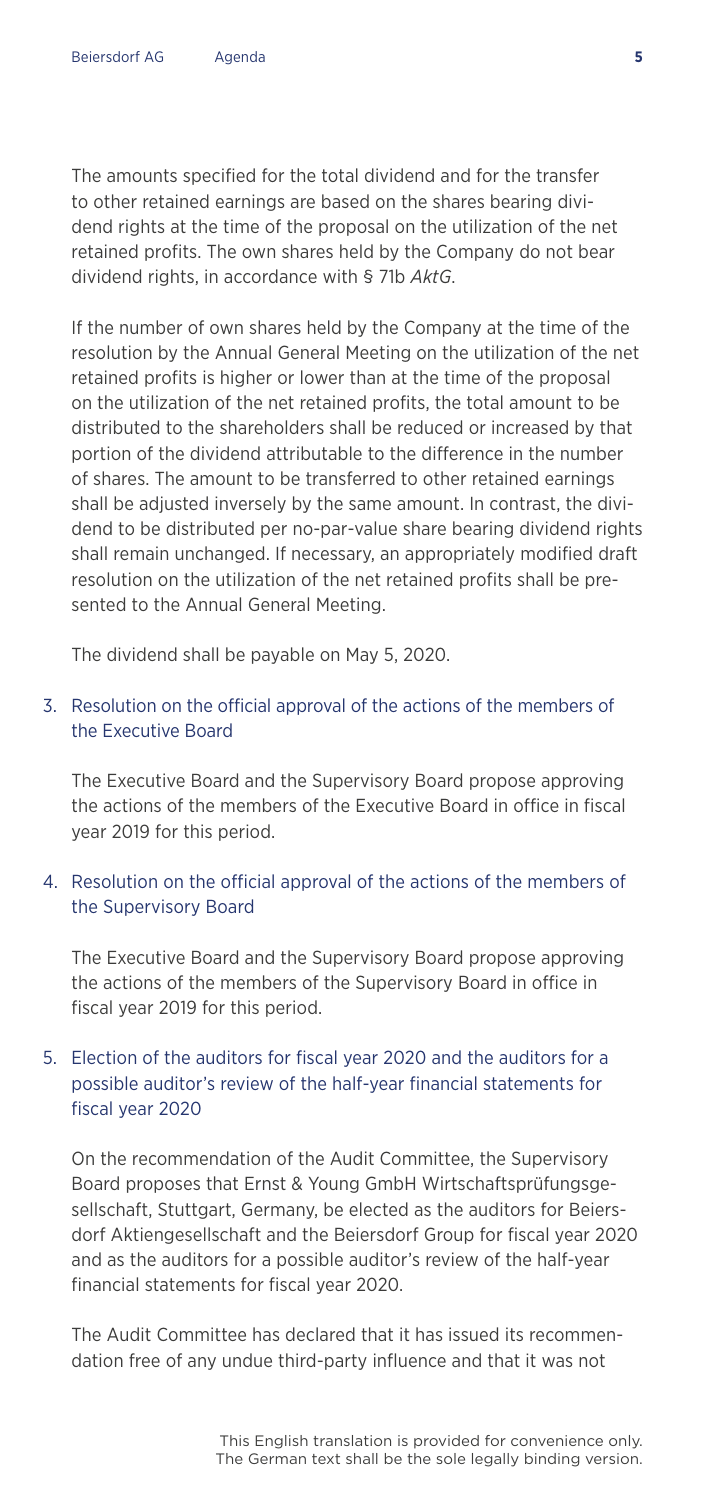The amounts specified for the total dividend and for the transfer to other retained earnings are based on the shares bearing dividend rights at the time of the proposal on the utilization of the net retained profits. The own shares held by the Company do not bear dividend rights, in accordance with § 71b *AktG*.

If the number of own shares held by the Company at the time of the resolution by the Annual General Meeting on the utilization of the net retained profits is higher or lower than at the time of the proposal on the utilization of the net retained profits, the total amount to be distributed to the shareholders shall be reduced or increased by that portion of the dividend attributable to the difference in the number of shares. The amount to be transferred to other retained earnings shall be adjusted inversely by the same amount. In contrast, the dividend to be distributed per no-par-value share bearing dividend rights shall remain unchanged. If necessary, an appropriately modified draft resolution on the utilization of the net retained profits shall be presented to the Annual General Meeting.

The dividend shall be payable on May 5, 2020.

## 3. Resolution on the official approval of the actions of the members of the Executive Board

The Executive Board and the Supervisory Board propose approving the actions of the members of the Executive Board in office in fiscal year 2019 for this period.

## 4. Resolution on the official approval of the actions of the members of the Supervisory Board

The Executive Board and the Supervisory Board propose approving the actions of the members of the Supervisory Board in office in fiscal year 2019 for this period.

## 5. Election of the auditors for fiscal year 2020 and the auditors for a possible auditor's review of the half-year financial statements for fiscal year 2020

On the recommendation of the Audit Committee, the Supervisory Board proposes that Ernst & Young GmbH Wirtschaftsprüfungsgesellschaft, Stuttgart, Germany, be elected as the auditors for Beiersdorf Aktiengesellschaft and the Beiersdorf Group for fiscal year 2020 and as the auditors for a possible auditor's review of the half-year financial statements for fiscal year 2020.

The Audit Committee has declared that it has issued its recommendation free of any undue third-party influence and that it was not

This English translation is provided for convenience only. The German text shall be the sole legally binding version.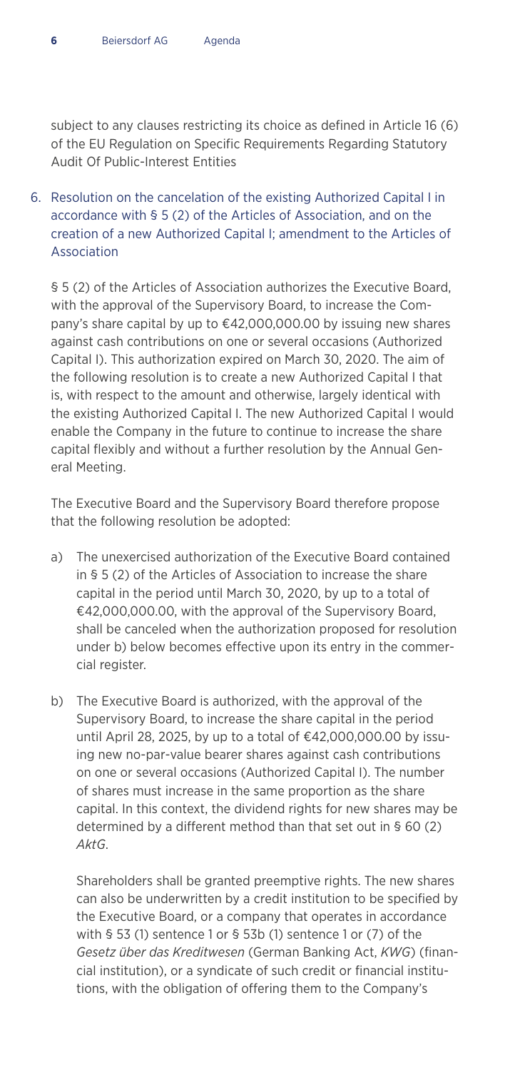subject to any clauses restricting its choice as defined in Article 16 (6) of the EU Regulation on Specific Requirements Regarding Statutory Audit Of Public-Interest Entities

## 6. Resolution on the cancelation of the existing Authorized Capital I in accordance with § 5 (2) of the Articles of Association, and on the creation of a new Authorized Capital I; amendment to the Articles of Association

§ 5 (2) of the Articles of Association authorizes the Executive Board, with the approval of the Supervisory Board, to increase the Company's share capital by up to €42,000,000.00 by issuing new shares against cash contributions on one or several occasions (Authorized Capital I). This authorization expired on March 30, 2020. The aim of the following resolution is to create a new Authorized Capital I that is, with respect to the amount and otherwise, largely identical with the existing Authorized Capital I. The new Authorized Capital I would enable the Company in the future to continue to increase the share capital flexibly and without a further resolution by the Annual General Meeting.

The Executive Board and the Supervisory Board therefore propose that the following resolution be adopted:

a) The unexercised authorization of the Executive Board contained in § 5 (2) of the Articles of Association to increase the share capital in the period until March 30, 2020, by up to a total of €42,000,000.00, with the approval of the Supervisory Board, shall be canceled when the authorization proposed for resolution under b) below becomes effective upon its entry in the commercial register.

b) The Executive Board is authorized, with the approval of the Supervisory Board, to increase the share capital in the period until April 28, 2025, by up to a total of €42,000,000.00 by issuing new no-par-value bearer shares against cash contributions on one or several occasions (Authorized Capital I). The number of shares must increase in the same proportion as the share capital. In this context, the dividend rights for new shares may be determined by a different method than that set out in § 60 (2) *AktG*.

   Shareholders shall be granted preemptive rights. The new shares can also be underwritten by a credit institution to be specified by the Executive Board, or a company that operates in accordance with § 53 (1) sentence 1 or § 53b (1) sentence 1 or (7) of the *Gesetz über das Kreditwesen* (German Banking Act, *KWG*) (financial institution), or a syndicate of such credit or financial institutions, with the obligation of offering them to the Company's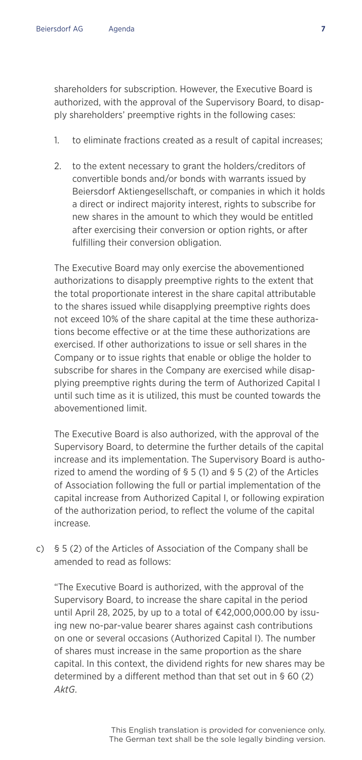shareholders for subscription. However, the Executive Board is authorized, with the approval of the Supervisory Board, to disapply shareholders' preemptive rights in the following cases:

1. to eliminate fractions created as a result of capital increases;
2. to the extent necessary to grant the holders/creditors of convertible bonds and/or bonds with warrants issued by Beiersdorf Aktiengesellschaft, or companies in which it holds a direct or indirect majority interest, rights to subscribe for new shares in the amount to which they would be entitled after exercising their conversion or option rights, or after fulfilling their conversion obligation.

The Executive Board may only exercise the abovementioned authorizations to disapply preemptive rights to the extent that the total proportionate interest in the share capital attributable to the shares issued while disapplying preemptive rights does not exceed 10% of the share capital at the time these authorizations become effective or at the time these authorizations are exercised. If other authorizations to issue or sell shares in the Company or to issue rights that enable or oblige the holder to subscribe for shares in the Company are exercised while disapplying preemptive rights during the term of Authorized Capital I until such time as it is utilized, this must be counted towards the abovementioned limit.

The Executive Board is also authorized, with the approval of the Supervisory Board, to determine the further details of the capital increase and its implementation. The Supervisory Board is authorized to amend the wording of § 5 (1) and § 5 (2) of the Articles of Association following the full or partial implementation of the capital increase from Authorized Capital I, or following expiration of the authorization period, to reflect the volume of the capital increase.

c) § 5 (2) of the Articles of Association of the Company shall be amended to read as follows:

"The Executive Board is authorized, with the approval of the Supervisory Board, to increase the share capital in the period until April 28, 2025, by up to a total of €42,000,000.00 by issuing new no-par-value bearer shares against cash contributions on one or several occasions (Authorized Capital I). The number of shares must increase in the same proportion as the share capital. In this context, the dividend rights for new shares may be determined by a different method than that set out in § 60 (2) *AktG*.

This English translation is provided for convenience only. The German text shall be the sole legally binding version.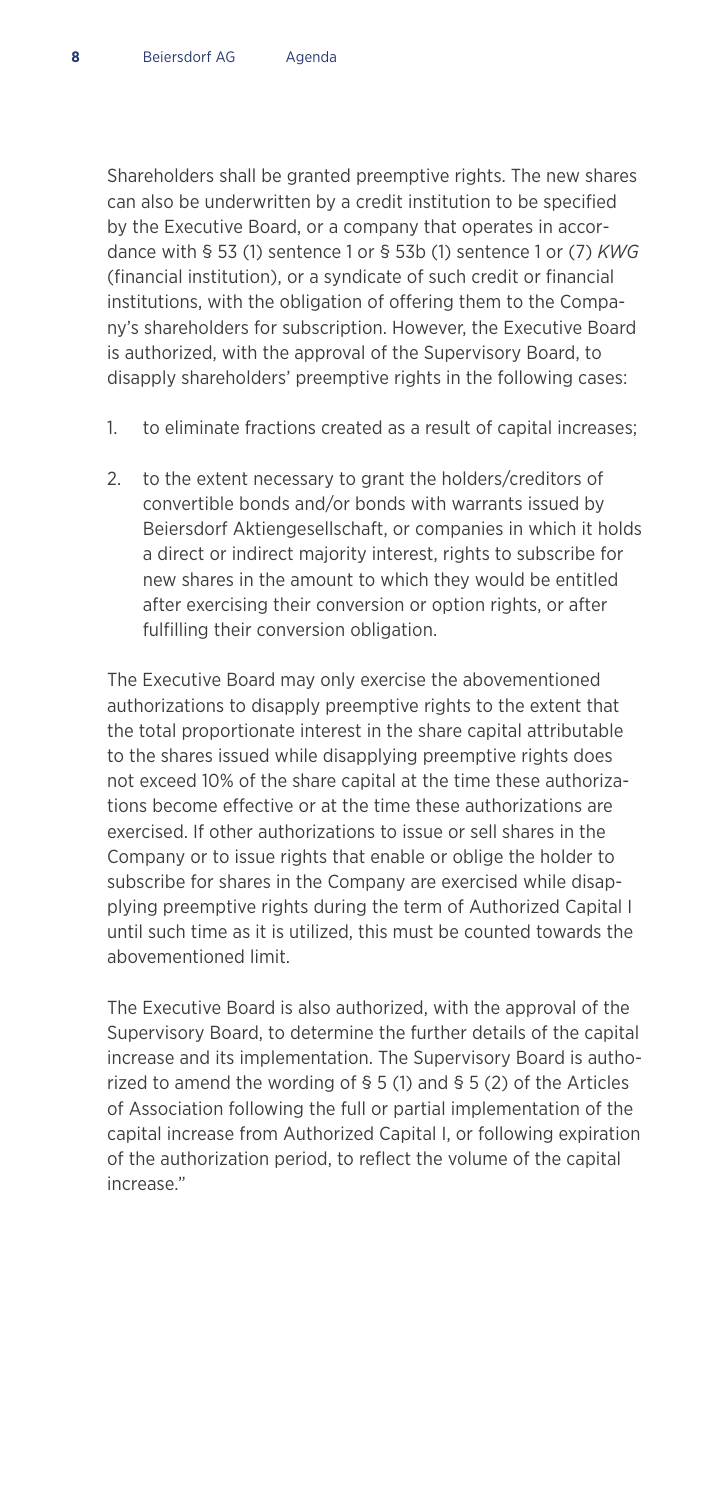Shareholders shall be granted preemptive rights. The new shares can also be underwritten by a credit institution to be specified by the Executive Board, or a company that operates in accordance with § 53 (1) sentence 1 or § 53b (1) sentence 1 or (7) *KWG* (financial institution), or a syndicate of such credit or financial institutions, with the obligation of offering them to the Company's shareholders for subscription. However, the Executive Board is authorized, with the approval of the Supervisory Board, to disapply shareholders' preemptive rights in the following cases:

1. to eliminate fractions created as a result of capital increases;
2. to the extent necessary to grant the holders/creditors of convertible bonds and/or bonds with warrants issued by Beiersdorf Aktiengesellschaft, or companies in which it holds a direct or indirect majority interest, rights to subscribe for new shares in the amount to which they would be entitled after exercising their conversion or option rights, or after fulfilling their conversion obligation.

The Executive Board may only exercise the abovementioned authorizations to disapply preemptive rights to the extent that the total proportionate interest in the share capital attributable to the shares issued while disapplying preemptive rights does not exceed 10% of the share capital at the time these authorizations become effective or at the time these authorizations are exercised. If other authorizations to issue or sell shares in the Company or to issue rights that enable or oblige the holder to subscribe for shares in the Company are exercised while disapplying preemptive rights during the term of Authorized Capital I until such time as it is utilized, this must be counted towards the abovementioned limit.

The Executive Board is also authorized, with the approval of the Supervisory Board, to determine the further details of the capital increase and its implementation. The Supervisory Board is authorized to amend the wording of § 5 (1) and § 5 (2) of the Articles of Association following the full or partial implementation of the capital increase from Authorized Capital I, or following expiration of the authorization period, to reflect the volume of the capital increase."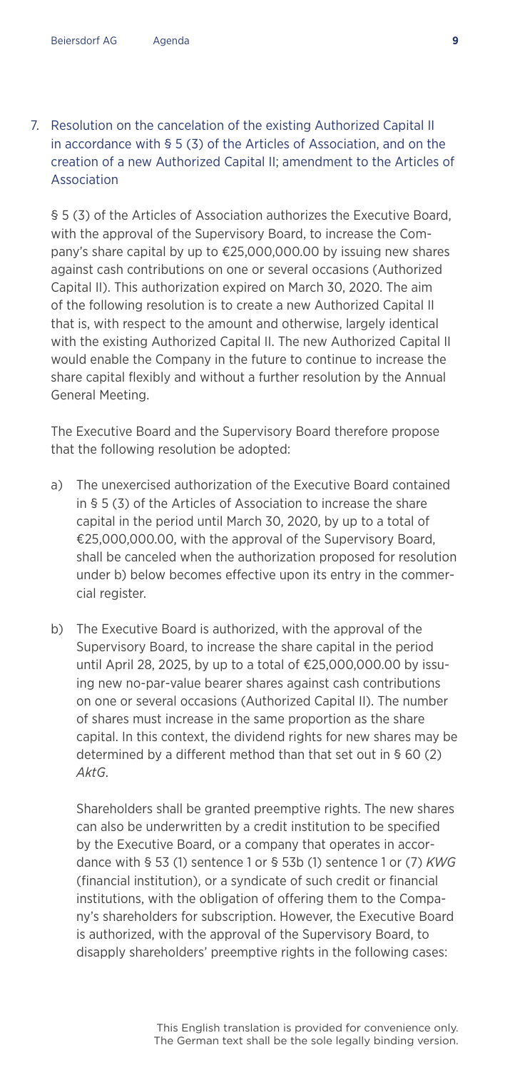7. Resolution on the cancelation of the existing Authorized Capital II in accordance with § 5 (3) of the Articles of Association, and on the creation of a new Authorized Capital II; amendment to the Articles of Association

§ 5 (3) of the Articles of Association authorizes the Executive Board, with the approval of the Supervisory Board, to increase the Company's share capital by up to €25,000,000.00 by issuing new shares against cash contributions on one or several occasions (Authorized Capital II). This authorization expired on March 30, 2020. The aim of the following resolution is to create a new Authorized Capital II that is, with respect to the amount and otherwise, largely identical with the existing Authorized Capital II. The new Authorized Capital II would enable the Company in the future to continue to increase the share capital flexibly and without a further resolution by the Annual General Meeting.

The Executive Board and the Supervisory Board therefore propose that the following resolution be adopted:

a) The unexercised authorization of the Executive Board contained in § 5 (3) of the Articles of Association to increase the share capital in the period until March 30, 2020, by up to a total of €25,000,000.00, with the approval of the Supervisory Board, shall be canceled when the authorization proposed for resolution under b) below becomes effective upon its entry in the commercial register.

b) The Executive Board is authorized, with the approval of the Supervisory Board, to increase the share capital in the period until April 28, 2025, by up to a total of €25,000,000.00 by issuing new no-par-value bearer shares against cash contributions on one or several occasions (Authorized Capital II). The number of shares must increase in the same proportion as the share capital. In this context, the dividend rights for new shares may be determined by a different method than that set out in § 60 (2) *AktG*.

   Shareholders shall be granted preemptive rights. The new shares can also be underwritten by a credit institution to be specified by the Executive Board, or a company that operates in accordance with § 53 (1) sentence 1 or § 53b (1) sentence 1 or (7) *KWG* (financial institution), or a syndicate of such credit or financial institutions, with the obligation of offering them to the Company's shareholders for subscription. However, the Executive Board is authorized, with the approval of the Supervisory Board, to disapply shareholders' preemptive rights in the following cases:

This English translation is provided for convenience only. The German text shall be the sole legally binding version.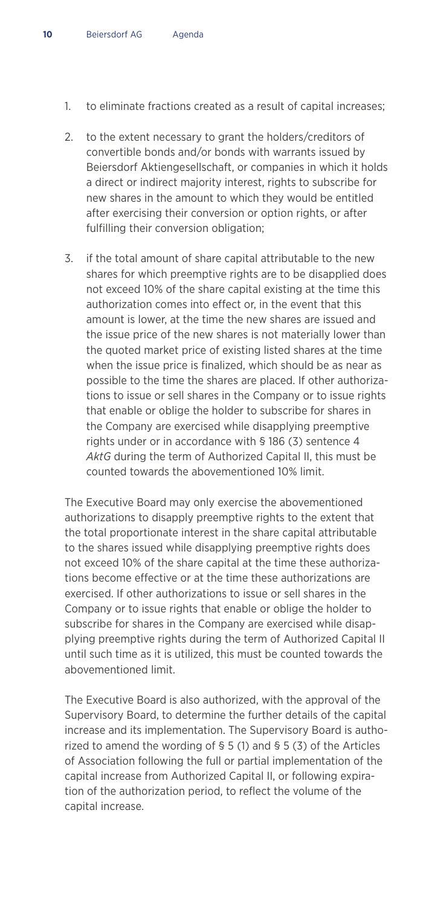1. to eliminate fractions created as a result of capital increases;

2. to the extent necessary to grant the holders/creditors of convertible bonds and/or bonds with warrants issued by Beiersdorf Aktiengesellschaft, or companies in which it holds a direct or indirect majority interest, rights to subscribe for new shares in the amount to which they would be entitled after exercising their conversion or option rights, or after fulfilling their conversion obligation;

3. if the total amount of share capital attributable to the new shares for which preemptive rights are to be disapplied does not exceed 10% of the share capital existing at the time this authorization comes into effect or, in the event that this amount is lower, at the time the new shares are issued and the issue price of the new shares is not materially lower than the quoted market price of existing listed shares at the time when the issue price is finalized, which should be as near as possible to the time the shares are placed. If other authorizations to issue or sell shares in the Company or to issue rights that enable or oblige the holder to subscribe for shares in the Company are exercised while disapplying preemptive rights under or in accordance with § 186 (3) sentence 4 *AktG* during the term of Authorized Capital II, this must be counted towards the abovementioned 10% limit.

The Executive Board may only exercise the abovementioned authorizations to disapply preemptive rights to the extent that the total proportionate interest in the share capital attributable to the shares issued while disapplying preemptive rights does not exceed 10% of the share capital at the time these authorizations become effective or at the time these authorizations are exercised. If other authorizations to issue or sell shares in the Company or to issue rights that enable or oblige the holder to subscribe for shares in the Company are exercised while disapplying preemptive rights during the term of Authorized Capital II until such time as it is utilized, this must be counted towards the abovementioned limit.

The Executive Board is also authorized, with the approval of the Supervisory Board, to determine the further details of the capital increase and its implementation. The Supervisory Board is authorized to amend the wording of § 5 (1) and § 5 (3) of the Articles of Association following the full or partial implementation of the capital increase from Authorized Capital II, or following expiration of the authorization period, to reflect the volume of the capital increase.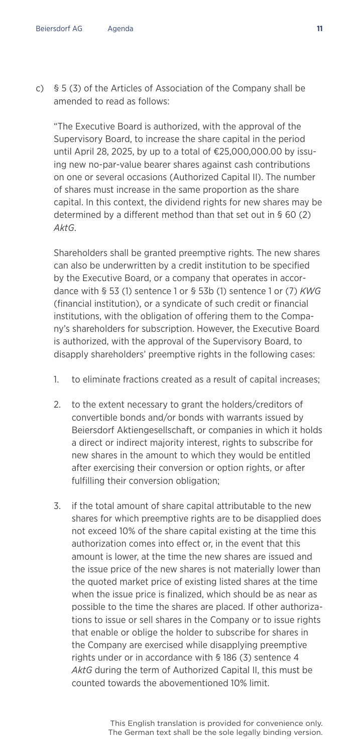c) § 5 (3) of the Articles of Association of the Company shall be amended to read as follows:

"The Executive Board is authorized, with the approval of the Supervisory Board, to increase the share capital in the period until April 28, 2025, by up to a total of €25,000,000.00 by issuing new no-par-value bearer shares against cash contributions on one or several occasions (Authorized Capital II). The number of shares must increase in the same proportion as the share capital. In this context, the dividend rights for new shares may be determined by a different method than that set out in § 60 (2) *AktG*.

Shareholders shall be granted preemptive rights. The new shares can also be underwritten by a credit institution to be specified by the Executive Board, or a company that operates in accordance with § 53 (1) sentence 1 or § 53b (1) sentence 1 or (7) *KWG* (financial institution), or a syndicate of such credit or financial institutions, with the obligation of offering them to the Company's shareholders for subscription. However, the Executive Board is authorized, with the approval of the Supervisory Board, to disapply shareholders' preemptive rights in the following cases:

1. to eliminate fractions created as a result of capital increases;

2. to the extent necessary to grant the holders/creditors of convertible bonds and/or bonds with warrants issued by Beiersdorf Aktiengesellschaft, or companies in which it holds a direct or indirect majority interest, rights to subscribe for new shares in the amount to which they would be entitled after exercising their conversion or option rights, or after fulfilling their conversion obligation;

3. if the total amount of share capital attributable to the new shares for which preemptive rights are to be disapplied does not exceed 10% of the share capital existing at the time this authorization comes into effect or, in the event that this amount is lower, at the time the new shares are issued and the issue price of the new shares is not materially lower than the quoted market price of existing listed shares at the time when the issue price is finalized, which should be as near as possible to the time the shares are placed. If other authorizations to issue or sell shares in the Company or to issue rights that enable or oblige the holder to subscribe for shares in the Company are exercised while disapplying preemptive rights under or in accordance with § 186 (3) sentence 4 *AktG* during the term of Authorized Capital II, this must be counted towards the abovementioned 10% limit.

This English translation is provided for convenience only. The German text shall be the sole legally binding version.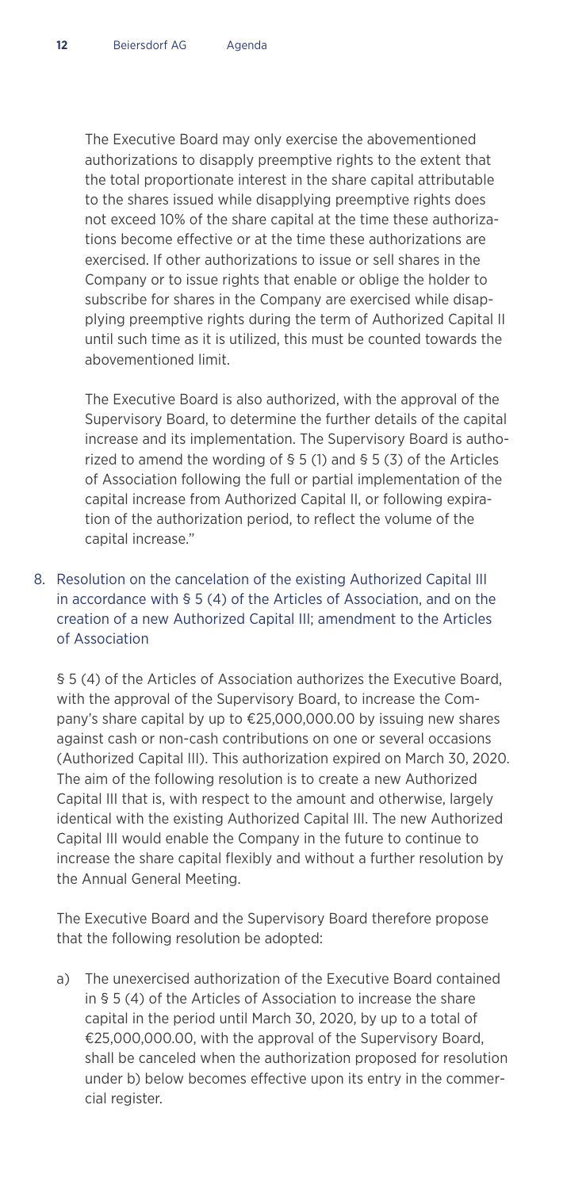The Executive Board may only exercise the abovementioned authorizations to disapply preemptive rights to the extent that the total proportionate interest in the share capital attributable to the shares issued while disapplying preemptive rights does not exceed 10% of the share capital at the time these authorizations become effective or at the time these authorizations are exercised. If other authorizations to issue or sell shares in the Company or to issue rights that enable or oblige the holder to subscribe for shares in the Company are exercised while disapplying preemptive rights during the term of Authorized Capital II until such time as it is utilized, this must be counted towards the abovementioned limit.

The Executive Board is also authorized, with the approval of the Supervisory Board, to determine the further details of the capital increase and its implementation. The Supervisory Board is authorized to amend the wording of § 5 (1) and § 5 (3) of the Articles of Association following the full or partial implementation of the capital increase from Authorized Capital II, or following expiration of the authorization period, to reflect the volume of the capital increase."

## 8. Resolution on the cancelation of the existing Authorized Capital III in accordance with § 5 (4) of the Articles of Association, and on the creation of a new Authorized Capital III; amendment to the Articles of Association

§ 5 (4) of the Articles of Association authorizes the Executive Board, with the approval of the Supervisory Board, to increase the Company's share capital by up to €25,000,000.00 by issuing new shares against cash or non-cash contributions on one or several occasions (Authorized Capital III). This authorization expired on March 30, 2020. The aim of the following resolution is to create a new Authorized Capital III that is, with respect to the amount and otherwise, largely identical with the existing Authorized Capital III. The new Authorized Capital III would enable the Company in the future to continue to increase the share capital flexibly and without a further resolution by the Annual General Meeting.

The Executive Board and the Supervisory Board therefore propose that the following resolution be adopted:

a) The unexercised authorization of the Executive Board contained in § 5 (4) of the Articles of Association to increase the share capital in the period until March 30, 2020, by up to a total of €25,000,000.00, with the approval of the Supervisory Board, shall be canceled when the authorization proposed for resolution under b) below becomes effective upon its entry in the commercial register.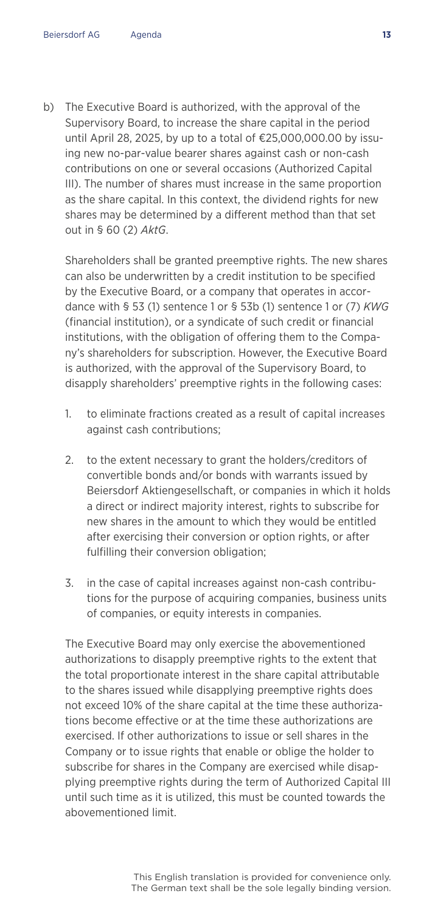b) The Executive Board is authorized, with the approval of the Supervisory Board, to increase the share capital in the period until April 28, 2025, by up to a total of €25,000,000.00 by issuing new no-par-value bearer shares against cash or non-cash contributions on one or several occasions (Authorized Capital III). The number of shares must increase in the same proportion as the share capital. In this context, the dividend rights for new shares may be determined by a different method than that set out in § 60 (2) *AktG*.

   Shareholders shall be granted preemptive rights. The new shares can also be underwritten by a credit institution to be specified by the Executive Board, or a company that operates in accordance with § 53 (1) sentence 1 or § 53b (1) sentence 1 or (7) *KWG* (financial institution), or a syndicate of such credit or financial institutions, with the obligation of offering them to the Company's shareholders for subscription. However, the Executive Board is authorized, with the approval of the Supervisory Board, to disapply shareholders' preemptive rights in the following cases:

   1. to eliminate fractions created as a result of capital increases against cash contributions;
   2. to the extent necessary to grant the holders/creditors of convertible bonds and/or bonds with warrants issued by Beiersdorf Aktiengesellschaft, or companies in which it holds a direct or indirect majority interest, rights to subscribe for new shares in the amount to which they would be entitled after exercising their conversion or option rights, or after fulfilling their conversion obligation;
   3. in the case of capital increases against non-cash contributions for the purpose of acquiring companies, business units of companies, or equity interests in companies.

   The Executive Board may only exercise the abovementioned authorizations to disapply preemptive rights to the extent that the total proportionate interest in the share capital attributable to the shares issued while disapplying preemptive rights does not exceed 10% of the share capital at the time these authorizations become effective or at the time these authorizations are exercised. If other authorizations to issue or sell shares in the Company or to issue rights that enable or oblige the holder to subscribe for shares in the Company are exercised while disapplying preemptive rights during the term of Authorized Capital III until such time as it is utilized, this must be counted towards the abovementioned limit.

This English translation is provided for convenience only. The German text shall be the sole legally binding version.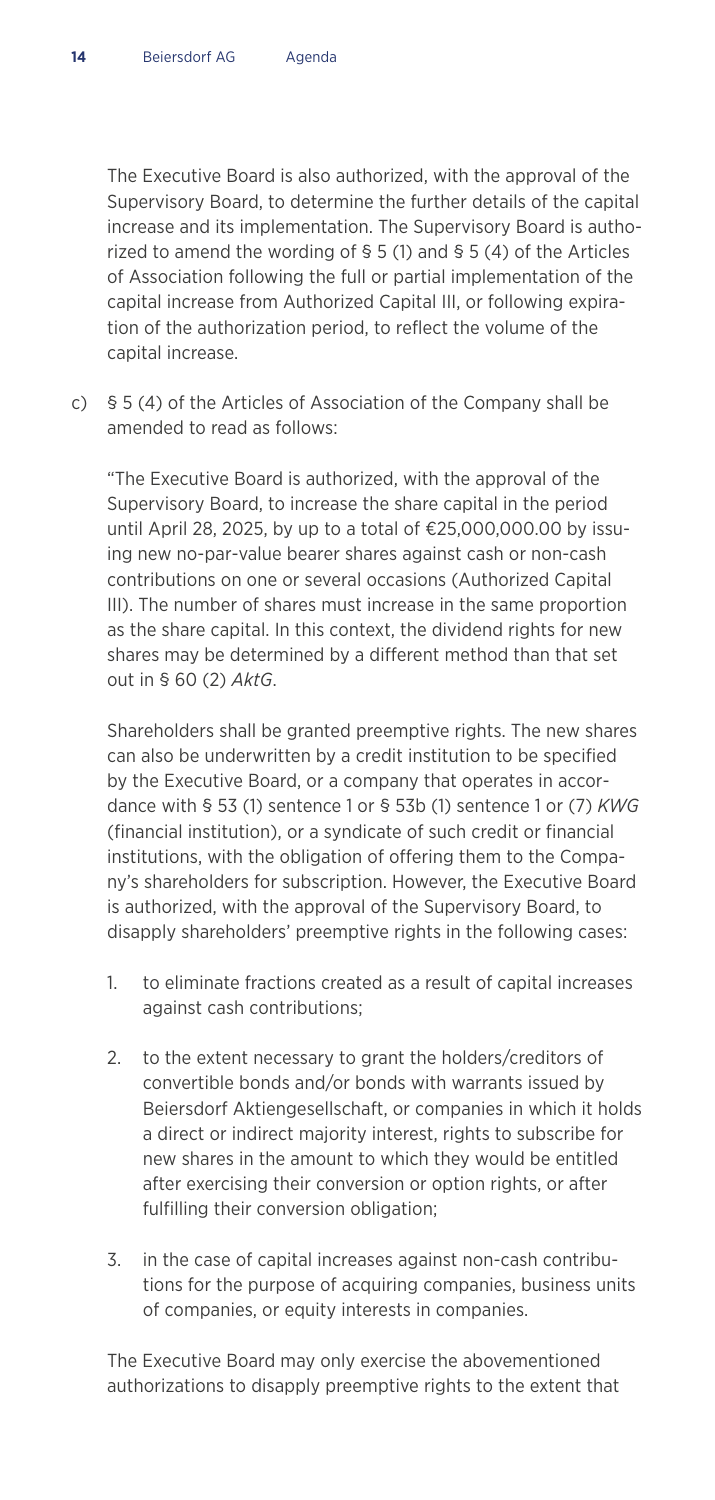The Executive Board is also authorized, with the approval of the Supervisory Board, to determine the further details of the capital increase and its implementation. The Supervisory Board is authorized to amend the wording of § 5 (1) and § 5 (4) of the Articles of Association following the full or partial implementation of the capital increase from Authorized Capital III, or following expiration of the authorization period, to reflect the volume of the capital increase.

c) § 5 (4) of the Articles of Association of the Company shall be amended to read as follows:

"The Executive Board is authorized, with the approval of the Supervisory Board, to increase the share capital in the period until April 28, 2025, by up to a total of €25,000,000.00 by issuing new no-par-value bearer shares against cash or non-cash contributions on one or several occasions (Authorized Capital III). The number of shares must increase in the same proportion as the share capital. In this context, the dividend rights for new shares may be determined by a different method than that set out in § 60 (2) *AktG*.

Shareholders shall be granted preemptive rights. The new shares can also be underwritten by a credit institution to be specified by the Executive Board, or a company that operates in accordance with § 53 (1) sentence 1 or § 53b (1) sentence 1 or (7) *KWG* (financial institution), or a syndicate of such credit or financial institutions, with the obligation of offering them to the Company's shareholders for subscription. However, the Executive Board is authorized, with the approval of the Supervisory Board, to disapply shareholders' preemptive rights in the following cases:

1. to eliminate fractions created as a result of capital increases against cash contributions;

2. to the extent necessary to grant the holders/creditors of convertible bonds and/or bonds with warrants issued by Beiersdorf Aktiengesellschaft, or companies in which it holds a direct or indirect majority interest, rights to subscribe for new shares in the amount to which they would be entitled after exercising their conversion or option rights, or after fulfilling their conversion obligation;

3. in the case of capital increases against non-cash contributions for the purpose of acquiring companies, business units of companies, or equity interests in companies.

The Executive Board may only exercise the abovementioned authorizations to disapply preemptive rights to the extent that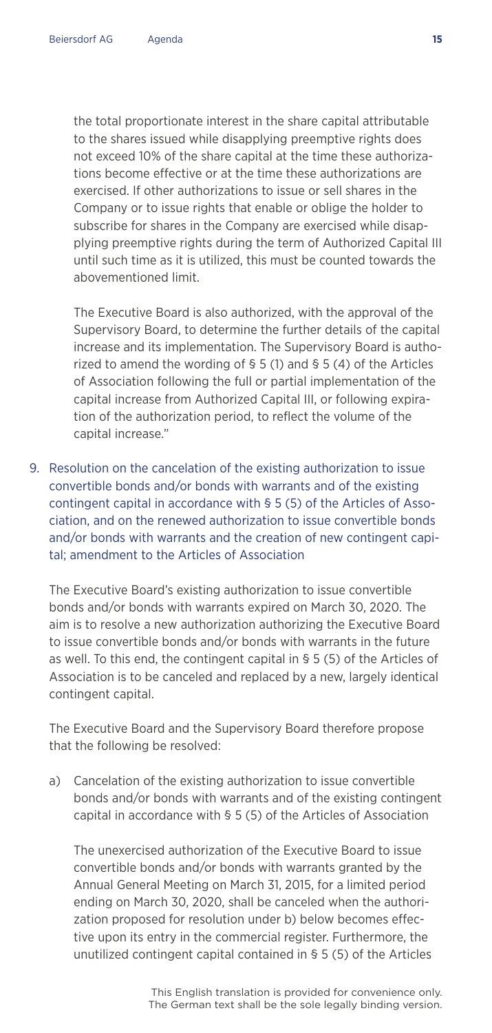the total proportionate interest in the share capital attributable to the shares issued while disapplying preemptive rights does not exceed 10% of the share capital at the time these authorizations become effective or at the time these authorizations are exercised. If other authorizations to issue or sell shares in the Company or to issue rights that enable or oblige the holder to subscribe for shares in the Company are exercised while disapplying preemptive rights during the term of Authorized Capital III until such time as it is utilized, this must be counted towards the abovementioned limit.

The Executive Board is also authorized, with the approval of the Supervisory Board, to determine the further details of the capital increase and its implementation. The Supervisory Board is authorized to amend the wording of § 5 (1) and § 5 (4) of the Articles of Association following the full or partial implementation of the capital increase from Authorized Capital III, or following expiration of the authorization period, to reflect the volume of the capital increase."

9. Resolution on the cancelation of the existing authorization to issue convertible bonds and/or bonds with warrants and of the existing contingent capital in accordance with § 5 (5) of the Articles of Association, and on the renewed authorization to issue convertible bonds and/or bonds with warrants and the creation of new contingent capital; amendment to the Articles of Association

   The Executive Board's existing authorization to issue convertible bonds and/or bonds with warrants expired on March 30, 2020. The aim is to resolve a new authorization authorizing the Executive Board to issue convertible bonds and/or bonds with warrants in the future as well. To this end, the contingent capital in § 5 (5) of the Articles of Association is to be canceled and replaced by a new, largely identical contingent capital.

   The Executive Board and the Supervisory Board therefore propose that the following be resolved:

   a) Cancelation of the existing authorization to issue convertible bonds and/or bonds with warrants and of the existing contingent capital in accordance with § 5 (5) of the Articles of Association

      The unexercised authorization of the Executive Board to issue convertible bonds and/or bonds with warrants granted by the Annual General Meeting on March 31, 2015, for a limited period ending on March 30, 2020, shall be canceled when the authorization proposed for resolution under b) below becomes effective upon its entry in the commercial register. Furthermore, the unutilized contingent capital contained in § 5 (5) of the Articles

This English translation is provided for convenience only. The German text shall be the sole legally binding version.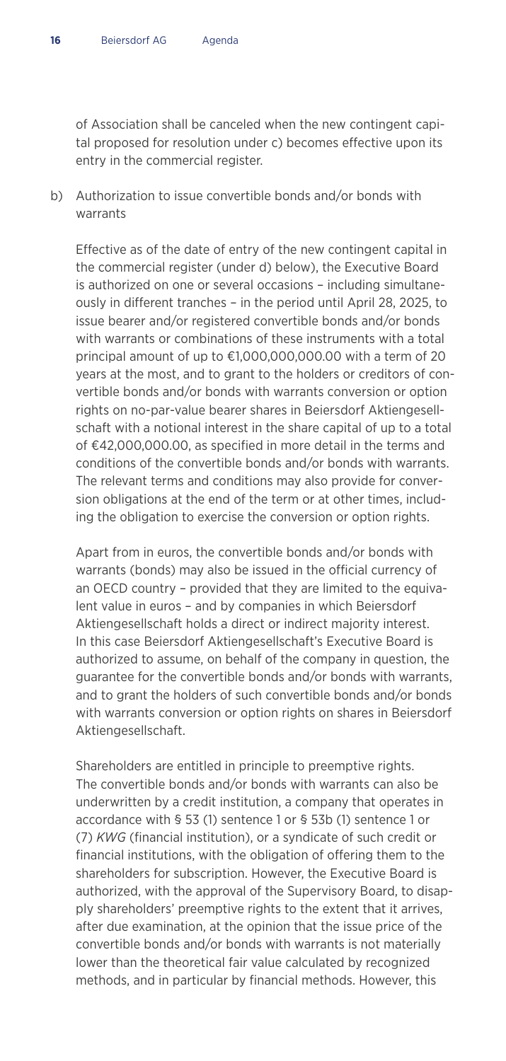of Association shall be canceled when the new contingent capital proposed for resolution under c) becomes effective upon its entry in the commercial register.

b) Authorization to issue convertible bonds and/or bonds with warrants

Effective as of the date of entry of the new contingent capital in the commercial register (under d) below), the Executive Board is authorized on one or several occasions – including simultaneously in different tranches – in the period until April 28, 2025, to issue bearer and/or registered convertible bonds and/or bonds with warrants or combinations of these instruments with a total principal amount of up to €1,000,000,000.00 with a term of 20 years at the most, and to grant to the holders or creditors of convertible bonds and/or bonds with warrants conversion or option rights on no-par-value bearer shares in Beiersdorf Aktiengesellschaft with a notional interest in the share capital of up to a total of €42,000,000.00, as specified in more detail in the terms and conditions of the convertible bonds and/or bonds with warrants. The relevant terms and conditions may also provide for conversion obligations at the end of the term or at other times, including the obligation to exercise the conversion or option rights.

Apart from in euros, the convertible bonds and/or bonds with warrants (bonds) may also be issued in the official currency of an OECD country – provided that they are limited to the equivalent value in euros – and by companies in which Beiersdorf Aktiengesellschaft holds a direct or indirect majority interest. In this case Beiersdorf Aktiengesellschaft's Executive Board is authorized to assume, on behalf of the company in question, the guarantee for the convertible bonds and/or bonds with warrants, and to grant the holders of such convertible bonds and/or bonds with warrants conversion or option rights on shares in Beiersdorf Aktiengesellschaft.

Shareholders are entitled in principle to preemptive rights. The convertible bonds and/or bonds with warrants can also be underwritten by a credit institution, a company that operates in accordance with § 53 (1) sentence 1 or § 53b (1) sentence 1 or (7) *KWG* (financial institution), or a syndicate of such credit or financial institutions, with the obligation of offering them to the shareholders for subscription. However, the Executive Board is authorized, with the approval of the Supervisory Board, to disapply shareholders' preemptive rights to the extent that it arrives, after due examination, at the opinion that the issue price of the convertible bonds and/or bonds with warrants is not materially lower than the theoretical fair value calculated by recognized methods, and in particular by financial methods. However, this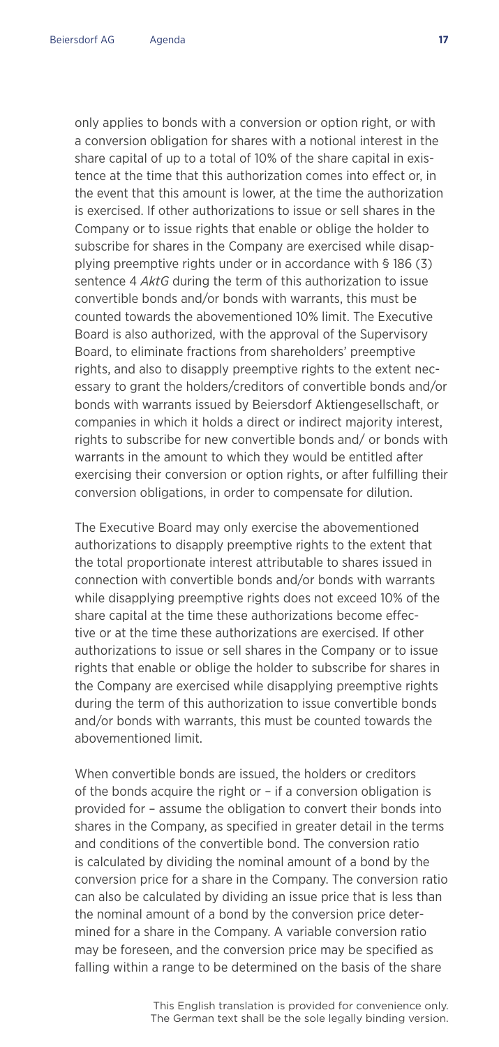only applies to bonds with a conversion or option right, or with a conversion obligation for shares with a notional interest in the share capital of up to a total of 10% of the share capital in existence at the time that this authorization comes into effect or, in the event that this amount is lower, at the time the authorization is exercised. If other authorizations to issue or sell shares in the Company or to issue rights that enable or oblige the holder to subscribe for shares in the Company are exercised while disapplying preemptive rights under or in accordance with § 186 (3) sentence 4 *AktG* during the term of this authorization to issue convertible bonds and/or bonds with warrants, this must be counted towards the abovementioned 10% limit. The Executive Board is also authorized, with the approval of the Supervisory Board, to eliminate fractions from shareholders' preemptive rights, and also to disapply preemptive rights to the extent necessary to grant the holders/creditors of convertible bonds and/or bonds with warrants issued by Beiersdorf Aktiengesellschaft, or companies in which it holds a direct or indirect majority interest, rights to subscribe for new convertible bonds and/ or bonds with warrants in the amount to which they would be entitled after exercising their conversion or option rights, or after fulfilling their conversion obligations, in order to compensate for dilution.

The Executive Board may only exercise the abovementioned authorizations to disapply preemptive rights to the extent that the total proportionate interest attributable to shares issued in connection with convertible bonds and/or bonds with warrants while disapplying preemptive rights does not exceed 10% of the share capital at the time these authorizations become effective or at the time these authorizations are exercised. If other authorizations to issue or sell shares in the Company or to issue rights that enable or oblige the holder to subscribe for shares in the Company are exercised while disapplying preemptive rights during the term of this authorization to issue convertible bonds and/or bonds with warrants, this must be counted towards the abovementioned limit.

When convertible bonds are issued, the holders or creditors of the bonds acquire the right or – if a conversion obligation is provided for – assume the obligation to convert their bonds into shares in the Company, as specified in greater detail in the terms and conditions of the convertible bond. The conversion ratio is calculated by dividing the nominal amount of a bond by the conversion price for a share in the Company. The conversion ratio can also be calculated by dividing an issue price that is less than the nominal amount of a bond by the conversion price determined for a share in the Company. A variable conversion ratio may be foreseen, and the conversion price may be specified as falling within a range to be determined on the basis of the share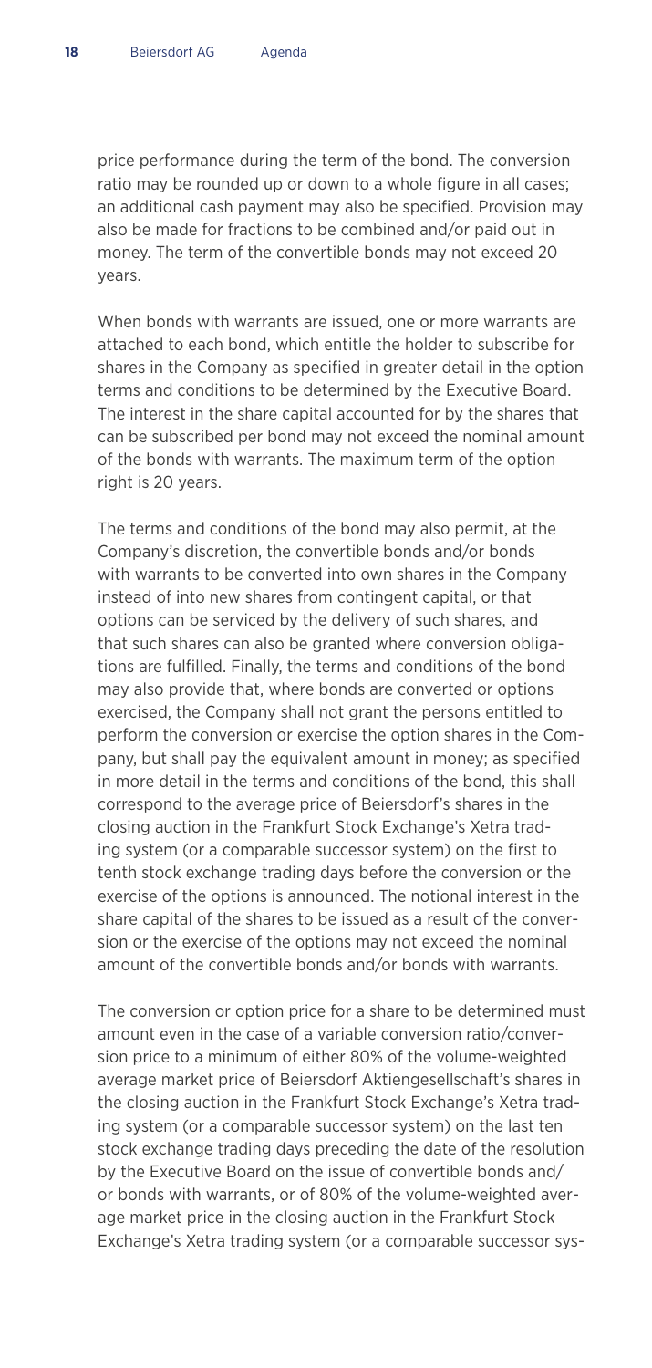price performance during the term of the bond. The conversion ratio may be rounded up or down to a whole figure in all cases; an additional cash payment may also be specified. Provision may also be made for fractions to be combined and/or paid out in money. The term of the convertible bonds may not exceed 20 years.

When bonds with warrants are issued, one or more warrants are attached to each bond, which entitle the holder to subscribe for shares in the Company as specified in greater detail in the option terms and conditions to be determined by the Executive Board. The interest in the share capital accounted for by the shares that can be subscribed per bond may not exceed the nominal amount of the bonds with warrants. The maximum term of the option right is 20 years.

The terms and conditions of the bond may also permit, at the Company's discretion, the convertible bonds and/or bonds with warrants to be converted into own shares in the Company instead of into new shares from contingent capital, or that options can be serviced by the delivery of such shares, and that such shares can also be granted where conversion obligations are fulfilled. Finally, the terms and conditions of the bond may also provide that, where bonds are converted or options exercised, the Company shall not grant the persons entitled to perform the conversion or exercise the option shares in the Company, but shall pay the equivalent amount in money; as specified in more detail in the terms and conditions of the bond, this shall correspond to the average price of Beiersdorf's shares in the closing auction in the Frankfurt Stock Exchange's Xetra trading system (or a comparable successor system) on the first to tenth stock exchange trading days before the conversion or the exercise of the options is announced. The notional interest in the share capital of the shares to be issued as a result of the conversion or the exercise of the options may not exceed the nominal amount of the convertible bonds and/or bonds with warrants.

The conversion or option price for a share to be determined must amount even in the case of a variable conversion ratio/conversion price to a minimum of either 80% of the volume-weighted average market price of Beiersdorf Aktiengesellschaft's shares in the closing auction in the Frankfurt Stock Exchange's Xetra trading system (or a comparable successor system) on the last ten stock exchange trading days preceding the date of the resolution by the Executive Board on the issue of convertible bonds and/or bonds with warrants, or of 80% of the volume-weighted average market price in the closing auction in the Frankfurt Stock Exchange's Xetra trading system (or a comparable successor sys-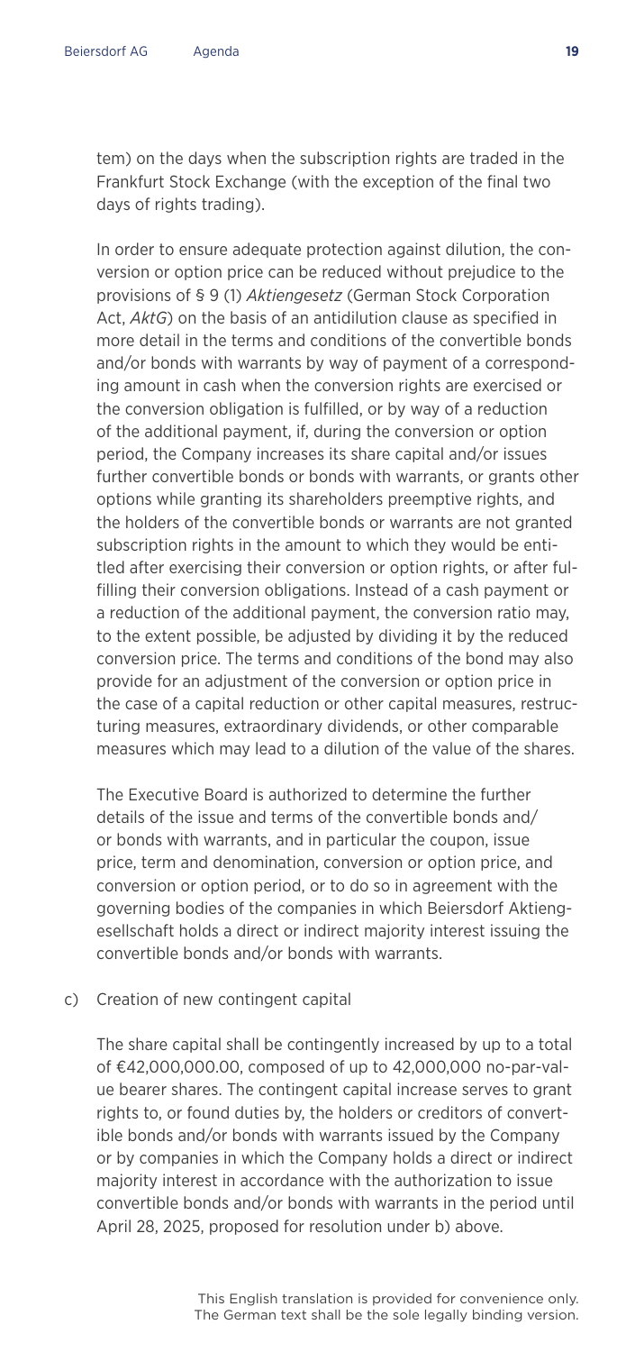tem) on the days when the subscription rights are traded in the Frankfurt Stock Exchange (with the exception of the final two days of rights trading).

In order to ensure adequate protection against dilution, the conversion or option price can be reduced without prejudice to the provisions of § 9 (1) *Aktiengesetz* (German Stock Corporation Act, *AktG*) on the basis of an antidilution clause as specified in more detail in the terms and conditions of the convertible bonds and/or bonds with warrants by way of payment of a corresponding amount in cash when the conversion rights are exercised or the conversion obligation is fulfilled, or by way of a reduction of the additional payment, if, during the conversion or option period, the Company increases its share capital and/or issues further convertible bonds or bonds with warrants, or grants other options while granting its shareholders preemptive rights, and the holders of the convertible bonds or warrants are not granted subscription rights in the amount to which they would be entitled after exercising their conversion or option rights, or after fulfilling their conversion obligations. Instead of a cash payment or a reduction of the additional payment, the conversion ratio may, to the extent possible, be adjusted by dividing it by the reduced conversion price. The terms and conditions of the bond may also provide for an adjustment of the conversion or option price in the case of a capital reduction or other capital measures, restructuring measures, extraordinary dividends, or other comparable measures which may lead to a dilution of the value of the shares.

The Executive Board is authorized to determine the further details of the issue and terms of the convertible bonds and/or bonds with warrants, and in particular the coupon, issue price, term and denomination, conversion or option price, and conversion or option period, or to do so in agreement with the governing bodies of the companies in which Beiersdorf Aktiengesellschaft holds a direct or indirect majority interest issuing the convertible bonds and/or bonds with warrants.

c) Creation of new contingent capital

The share capital shall be contingently increased by up to a total of €42,000,000.00, composed of up to 42,000,000 no-par-value bearer shares. The contingent capital increase serves to grant rights to, or found duties by, the holders or creditors of convertible bonds and/or bonds with warrants issued by the Company or by companies in which the Company holds a direct or indirect majority interest in accordance with the authorization to issue convertible bonds and/or bonds with warrants in the period until April 28, 2025, proposed for resolution under b) above.

This English translation is provided for convenience only. The German text shall be the sole legally binding version.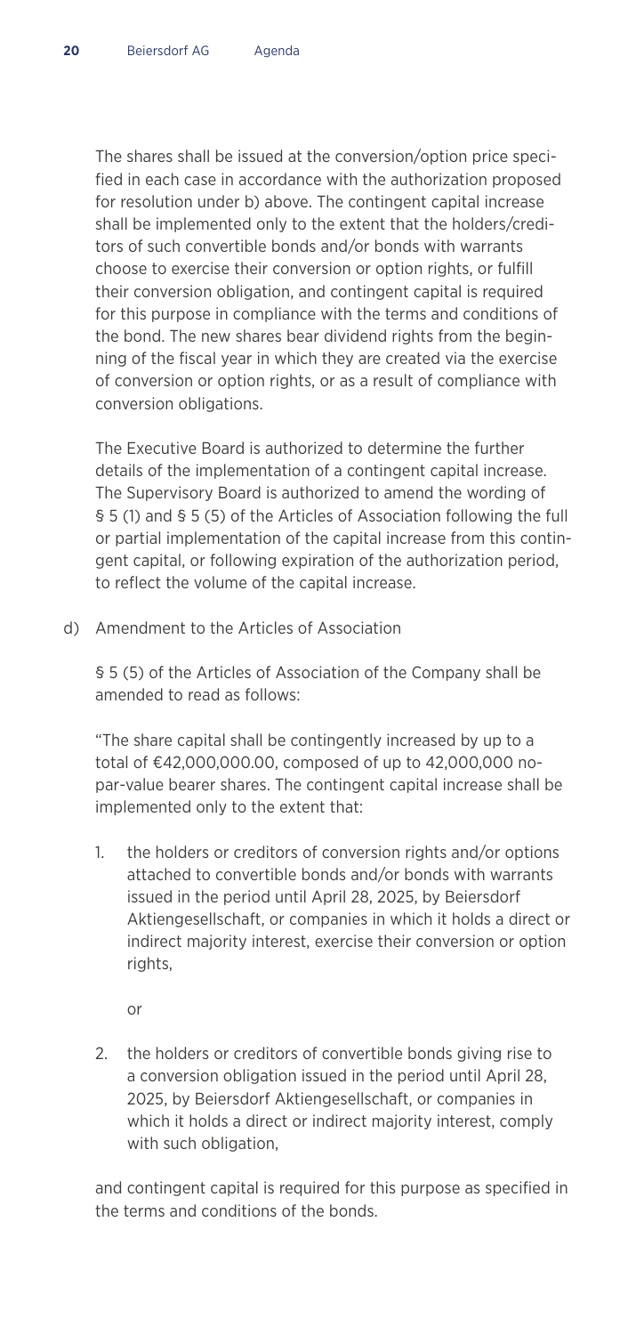The shares shall be issued at the conversion/option price specified in each case in accordance with the authorization proposed for resolution under b) above. The contingent capital increase shall be implemented only to the extent that the holders/creditors of such convertible bonds and/or bonds with warrants choose to exercise their conversion or option rights, or fulfill their conversion obligation, and contingent capital is required for this purpose in compliance with the terms and conditions of the bond. The new shares bear dividend rights from the beginning of the fiscal year in which they are created via the exercise of conversion or option rights, or as a result of compliance with conversion obligations.

The Executive Board is authorized to determine the further details of the implementation of a contingent capital increase. The Supervisory Board is authorized to amend the wording of § 5 (1) and § 5 (5) of the Articles of Association following the full or partial implementation of the capital increase from this contingent capital, or following expiration of the authorization period, to reflect the volume of the capital increase.

d) Amendment to the Articles of Association

§ 5 (5) of the Articles of Association of the Company shall be amended to read as follows:

"The share capital shall be contingently increased by up to a total of €42,000,000.00, composed of up to 42,000,000 no-par-value bearer shares. The contingent capital increase shall be implemented only to the extent that:

1. the holders or creditors of conversion rights and/or options attached to convertible bonds and/or bonds with warrants issued in the period until April 28, 2025, by Beiersdorf Aktiengesellschaft, or companies in which it holds a direct or indirect majority interest, exercise their conversion or option rights,

   or

2. the holders or creditors of convertible bonds giving rise to a conversion obligation issued in the period until April 28, 2025, by Beiersdorf Aktiengesellschaft, or companies in which it holds a direct or indirect majority interest, comply with such obligation,

and contingent capital is required for this purpose as specified in the terms and conditions of the bonds.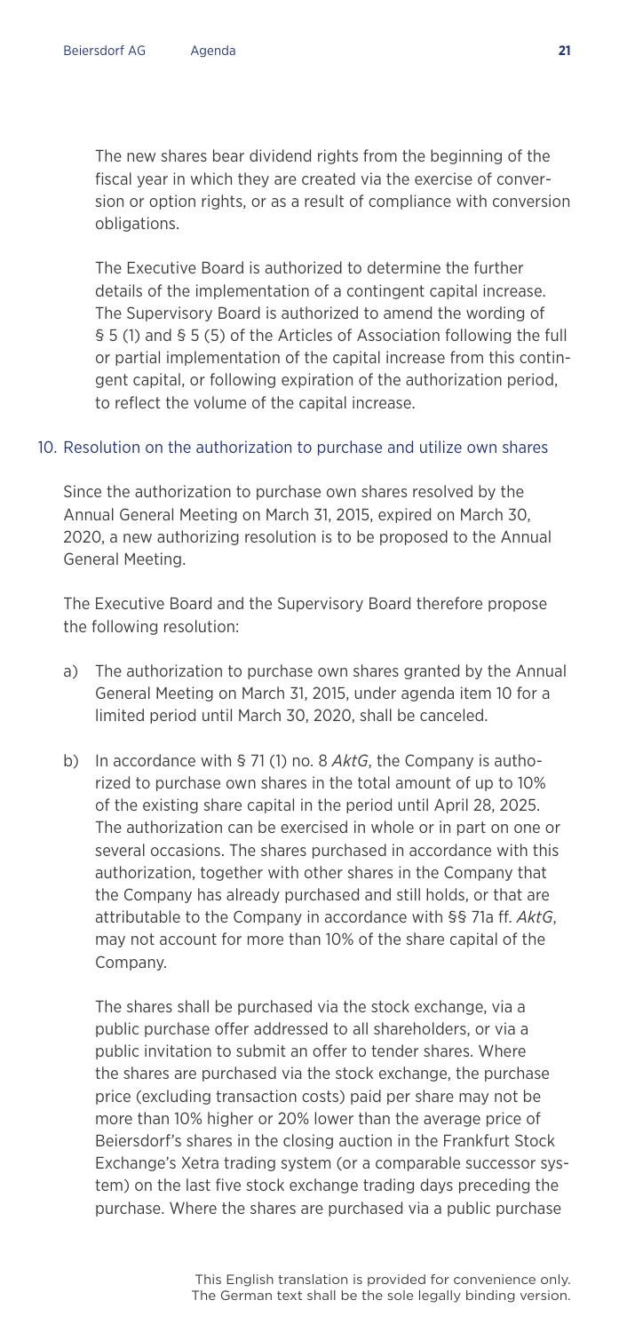The new shares bear dividend rights from the beginning of the fiscal year in which they are created via the exercise of conversion or option rights, or as a result of compliance with conversion obligations.

The Executive Board is authorized to determine the further details of the implementation of a contingent capital increase. The Supervisory Board is authorized to amend the wording of § 5 (1) and § 5 (5) of the Articles of Association following the full or partial implementation of the capital increase from this contingent capital, or following expiration of the authorization period, to reflect the volume of the capital increase.

## 10. Resolution on the authorization to purchase and utilize own shares

Since the authorization to purchase own shares resolved by the Annual General Meeting on March 31, 2015, expired on March 30, 2020, a new authorizing resolution is to be proposed to the Annual General Meeting.

The Executive Board and the Supervisory Board therefore propose the following resolution:

a) The authorization to purchase own shares granted by the Annual General Meeting on March 31, 2015, under agenda item 10 for a limited period until March 30, 2020, shall be canceled.

b) In accordance with § 71 (1) no. 8 *AktG*, the Company is authorized to purchase own shares in the total amount of up to 10% of the existing share capital in the period until April 28, 2025. The authorization can be exercised in whole or in part on one or several occasions. The shares purchased in accordance with this authorization, together with other shares in the Company that the Company has already purchased and still holds, or that are attributable to the Company in accordance with §§ 71a ff. *AktG*, may not account for more than 10% of the share capital of the Company.

   The shares shall be purchased via the stock exchange, via a public purchase offer addressed to all shareholders, or via a public invitation to submit an offer to tender shares. Where the shares are purchased via the stock exchange, the purchase price (excluding transaction costs) paid per share may not be more than 10% higher or 20% lower than the average price of Beiersdorf's shares in the closing auction in the Frankfurt Stock Exchange's Xetra trading system (or a comparable successor system) on the last five stock exchange trading days preceding the purchase. Where the shares are purchased via a public purchase

This English translation is provided for convenience only. The German text shall be the sole legally binding version.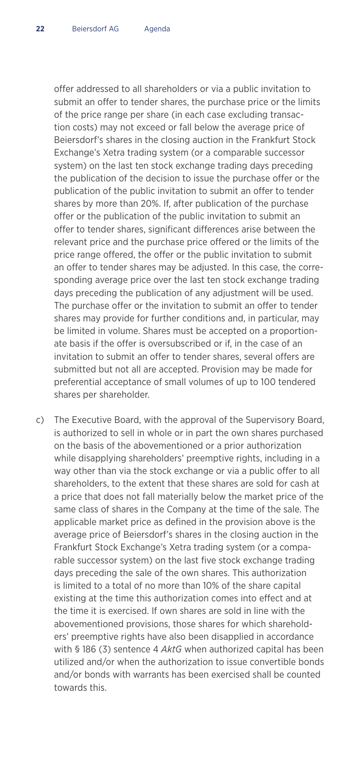offer addressed to all shareholders or via a public invitation to submit an offer to tender shares, the purchase price or the limits of the price range per share (in each case excluding transaction costs) may not exceed or fall below the average price of Beiersdorf's shares in the closing auction in the Frankfurt Stock Exchange's Xetra trading system (or a comparable successor system) on the last ten stock exchange trading days preceding the publication of the decision to issue the purchase offer or the publication of the public invitation to submit an offer to tender shares by more than 20%. If, after publication of the purchase offer or the publication of the public invitation to submit an offer to tender shares, significant differences arise between the relevant price and the purchase price offered or the limits of the price range offered, the offer or the public invitation to submit an offer to tender shares may be adjusted. In this case, the corresponding average price over the last ten stock exchange trading days preceding the publication of any adjustment will be used. The purchase offer or the invitation to submit an offer to tender shares may provide for further conditions and, in particular, may be limited in volume. Shares must be accepted on a proportionate basis if the offer is oversubscribed or if, in the case of an invitation to submit an offer to tender shares, several offers are submitted but not all are accepted. Provision may be made for preferential acceptance of small volumes of up to 100 tendered shares per shareholder.

c) The Executive Board, with the approval of the Supervisory Board, is authorized to sell in whole or in part the own shares purchased on the basis of the abovementioned or a prior authorization while disapplying shareholders' preemptive rights, including in a way other than via the stock exchange or via a public offer to all shareholders, to the extent that these shares are sold for cash at a price that does not fall materially below the market price of the same class of shares in the Company at the time of the sale. The applicable market price as defined in the provision above is the average price of Beiersdorf's shares in the closing auction in the Frankfurt Stock Exchange's Xetra trading system (or a comparable successor system) on the last five stock exchange trading days preceding the sale of the own shares. This authorization is limited to a total of no more than 10% of the share capital existing at the time this authorization comes into effect and at the time it is exercised. If own shares are sold in line with the abovementioned provisions, those shares for which shareholders' preemptive rights have also been disapplied in accordance with § 186 (3) sentence 4 *AktG* when authorized capital has been utilized and/or when the authorization to issue convertible bonds and/or bonds with warrants has been exercised shall be counted towards this.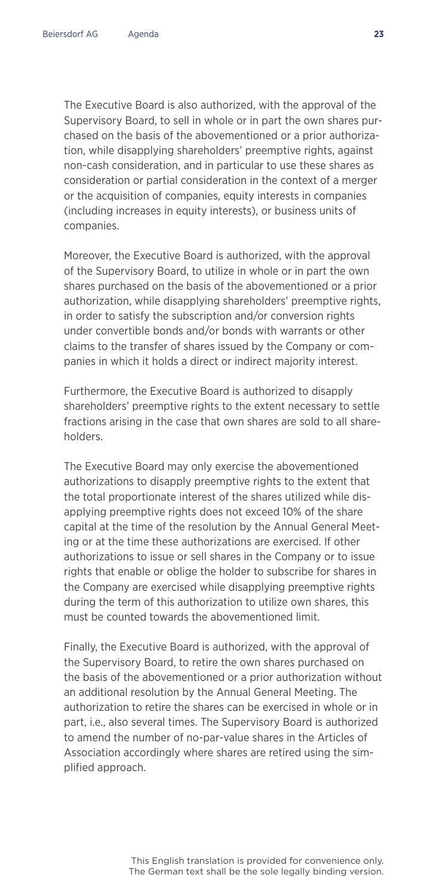The Executive Board is also authorized, with the approval of the Supervisory Board, to sell in whole or in part the own shares purchased on the basis of the abovementioned or a prior authorization, while disapplying shareholders' preemptive rights, against non-cash consideration, and in particular to use these shares as consideration or partial consideration in the context of a merger or the acquisition of companies, equity interests in companies (including increases in equity interests), or business units of companies.

Moreover, the Executive Board is authorized, with the approval of the Supervisory Board, to utilize in whole or in part the own shares purchased on the basis of the abovementioned or a prior authorization, while disapplying shareholders' preemptive rights, in order to satisfy the subscription and/or conversion rights under convertible bonds and/or bonds with warrants or other claims to the transfer of shares issued by the Company or companies in which it holds a direct or indirect majority interest.

Furthermore, the Executive Board is authorized to disapply shareholders' preemptive rights to the extent necessary to settle fractions arising in the case that own shares are sold to all shareholders.

The Executive Board may only exercise the abovementioned authorizations to disapply preemptive rights to the extent that the total proportionate interest of the shares utilized while disapplying preemptive rights does not exceed 10% of the share capital at the time of the resolution by the Annual General Meeting or at the time these authorizations are exercised. If other authorizations to issue or sell shares in the Company or to issue rights that enable or oblige the holder to subscribe for shares in the Company are exercised while disapplying preemptive rights during the term of this authorization to utilize own shares, this must be counted towards the abovementioned limit.

Finally, the Executive Board is authorized, with the approval of the Supervisory Board, to retire the own shares purchased on the basis of the abovementioned or a prior authorization without an additional resolution by the Annual General Meeting. The authorization to retire the shares can be exercised in whole or in part, i.e., also several times. The Supervisory Board is authorized to amend the number of no-par-value shares in the Articles of Association accordingly where shares are retired using the simplified approach.

This English translation is provided for convenience only. The German text shall be the sole legally binding version.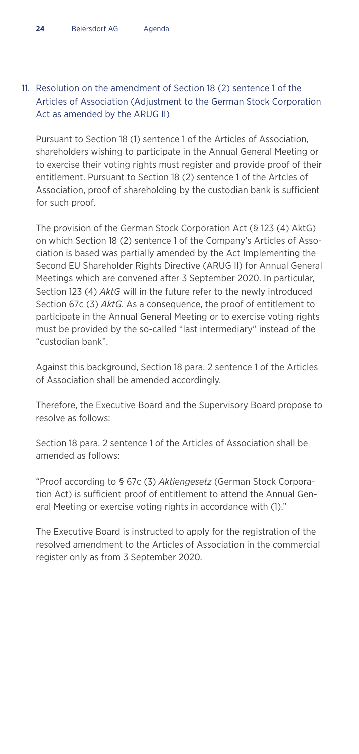## 11. Resolution on the amendment of Section 18 (2) sentence 1 of the Articles of Association (Adjustment to the German Stock Corporation Act as amended by the ARUG II)

Pursuant to Section 18 (1) sentence 1 of the Articles of Association, shareholders wishing to participate in the Annual General Meeting or to exercise their voting rights must register and provide proof of their entitlement. Pursuant to Section 18 (2) sentence 1 of the Artcles of Association, proof of shareholding by the custodian bank is sufficient for such proof.

The provision of the German Stock Corporation Act (§ 123 (4) AktG) on which Section 18 (2) sentence 1 of the Company's Articles of Association is based was partially amended by the Act Implementing the Second EU Shareholder Rights Directive (ARUG II) for Annual General Meetings which are convened after 3 September 2020. In particular, Section 123 (4) *AktG* will in the future refer to the newly introduced Section 67c (3) *AktG*. As a consequence, the proof of entitlement to participate in the Annual General Meeting or to exercise voting rights must be provided by the so-called "last intermediary" instead of the "custodian bank".

Against this background, Section 18 para. 2 sentence 1 of the Articles of Association shall be amended accordingly.

Therefore, the Executive Board and the Supervisory Board propose to resolve as follows:

Section 18 para. 2 sentence 1 of the Articles of Association shall be amended as follows:

"Proof according to § 67c (3) *Aktiengesetz* (German Stock Corporation Act) is sufficient proof of entitlement to attend the Annual General Meeting or exercise voting rights in accordance with (1)."

The Executive Board is instructed to apply for the registration of the resolved amendment to the Articles of Association in the commercial register only as from 3 September 2020.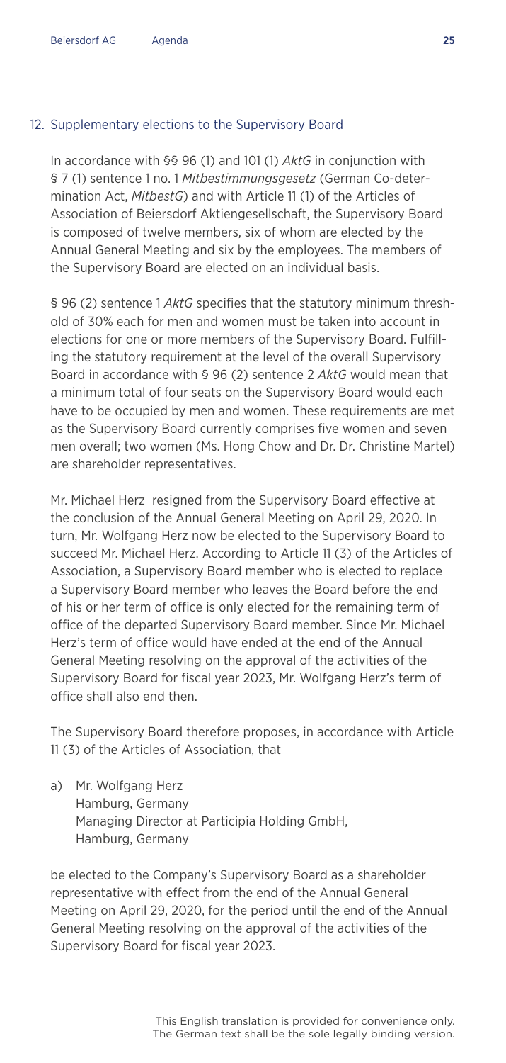## 12. Supplementary elections to the Supervisory Board

In accordance with §§ 96 (1) and 101 (1) *AktG* in conjunction with § 7 (1) sentence 1 no. 1 *Mitbestimmungsgesetz* (German Co-determination Act, *MitbestG*) and with Article 11 (1) of the Articles of Association of Beiersdorf Aktiengesellschaft, the Supervisory Board is composed of twelve members, six of whom are elected by the Annual General Meeting and six by the employees. The members of the Supervisory Board are elected on an individual basis.

§ 96 (2) sentence 1 *AktG* specifies that the statutory minimum threshold of 30% each for men and women must be taken into account in elections for one or more members of the Supervisory Board. Fulfilling the statutory requirement at the level of the overall Supervisory Board in accordance with § 96 (2) sentence 2 *AktG* would mean that a minimum total of four seats on the Supervisory Board would each have to be occupied by men and women. These requirements are met as the Supervisory Board currently comprises five women and seven men overall; two women (Ms. Hong Chow and Dr. Dr. Christine Martel) are shareholder representatives.

Mr. Michael Herz resigned from the Supervisory Board effective at the conclusion of the Annual General Meeting on April 29, 2020. In turn, Mr. Wolfgang Herz now be elected to the Supervisory Board to succeed Mr. Michael Herz. According to Article 11 (3) of the Articles of Association, a Supervisory Board member who is elected to replace a Supervisory Board member who leaves the Board before the end of his or her term of office is only elected for the remaining term of office of the departed Supervisory Board member. Since Mr. Michael Herz's term of office would have ended at the end of the Annual General Meeting resolving on the approval of the activities of the Supervisory Board for fiscal year 2023, Mr. Wolfgang Herz's term of office shall also end then.

The Supervisory Board therefore proposes, in accordance with Article 11 (3) of the Articles of Association, that

a) Mr. Wolfgang Herz
   Hamburg, Germany
   Managing Director at Participia Holding GmbH,
   Hamburg, Germany

be elected to the Company's Supervisory Board as a shareholder representative with effect from the end of the Annual General Meeting on April 29, 2020, for the period until the end of the Annual General Meeting resolving on the approval of the activities of the Supervisory Board for fiscal year 2023.

This English translation is provided for convenience only. The German text shall be the sole legally binding version.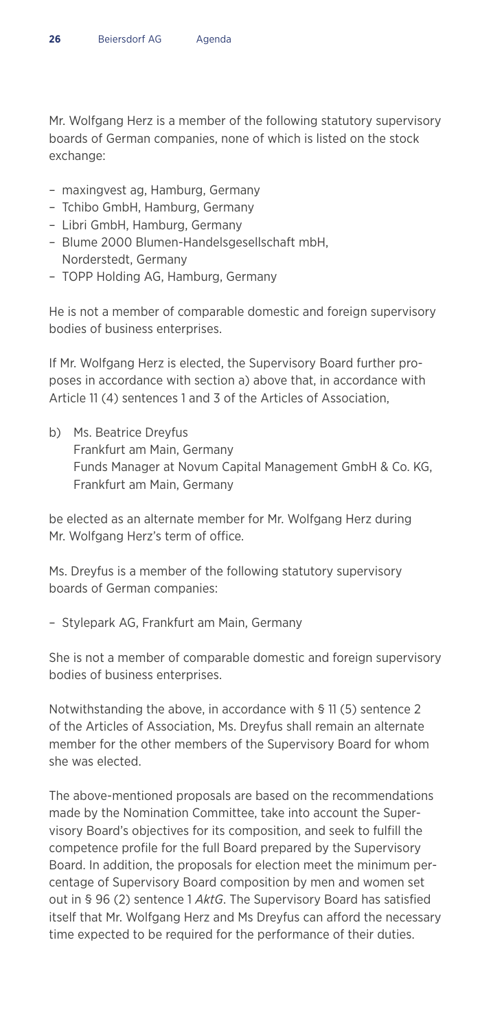Mr. Wolfgang Herz is a member of the following statutory supervisory boards of German companies, none of which is listed on the stock exchange:

- maxingvest ag, Hamburg, Germany
- Tchibo GmbH, Hamburg, Germany
- Libri GmbH, Hamburg, Germany
- Blume 2000 Blumen-Handelsgesellschaft mbH, Norderstedt, Germany
- TOPP Holding AG, Hamburg, Germany

He is not a member of comparable domestic and foreign supervisory bodies of business enterprises.

If Mr. Wolfgang Herz is elected, the Supervisory Board further proposes in accordance with section a) above that, in accordance with Article 11 (4) sentences 1 and 3 of the Articles of Association,

b) Ms. Beatrice Dreyfus
   Frankfurt am Main, Germany
   Funds Manager at Novum Capital Management GmbH & Co. KG, Frankfurt am Main, Germany

be elected as an alternate member for Mr. Wolfgang Herz during Mr. Wolfgang Herz's term of office.

Ms. Dreyfus is a member of the following statutory supervisory boards of German companies:

- Stylepark AG, Frankfurt am Main, Germany

She is not a member of comparable domestic and foreign supervisory bodies of business enterprises.

Notwithstanding the above, in accordance with § 11 (5) sentence 2 of the Articles of Association, Ms. Dreyfus shall remain an alternate member for the other members of the Supervisory Board for whom she was elected.

The above-mentioned proposals are based on the recommendations made by the Nomination Committee, take into account the Supervisory Board's objectives for its composition, and seek to fulfill the competence profile for the full Board prepared by the Supervisory Board. In addition, the proposals for election meet the minimum percentage of Supervisory Board composition by men and women set out in § 96 (2) sentence 1 *AktG*. The Supervisory Board has satisfied itself that Mr. Wolfgang Herz and Ms Dreyfus can afford the necessary time expected to be required for the performance of their duties.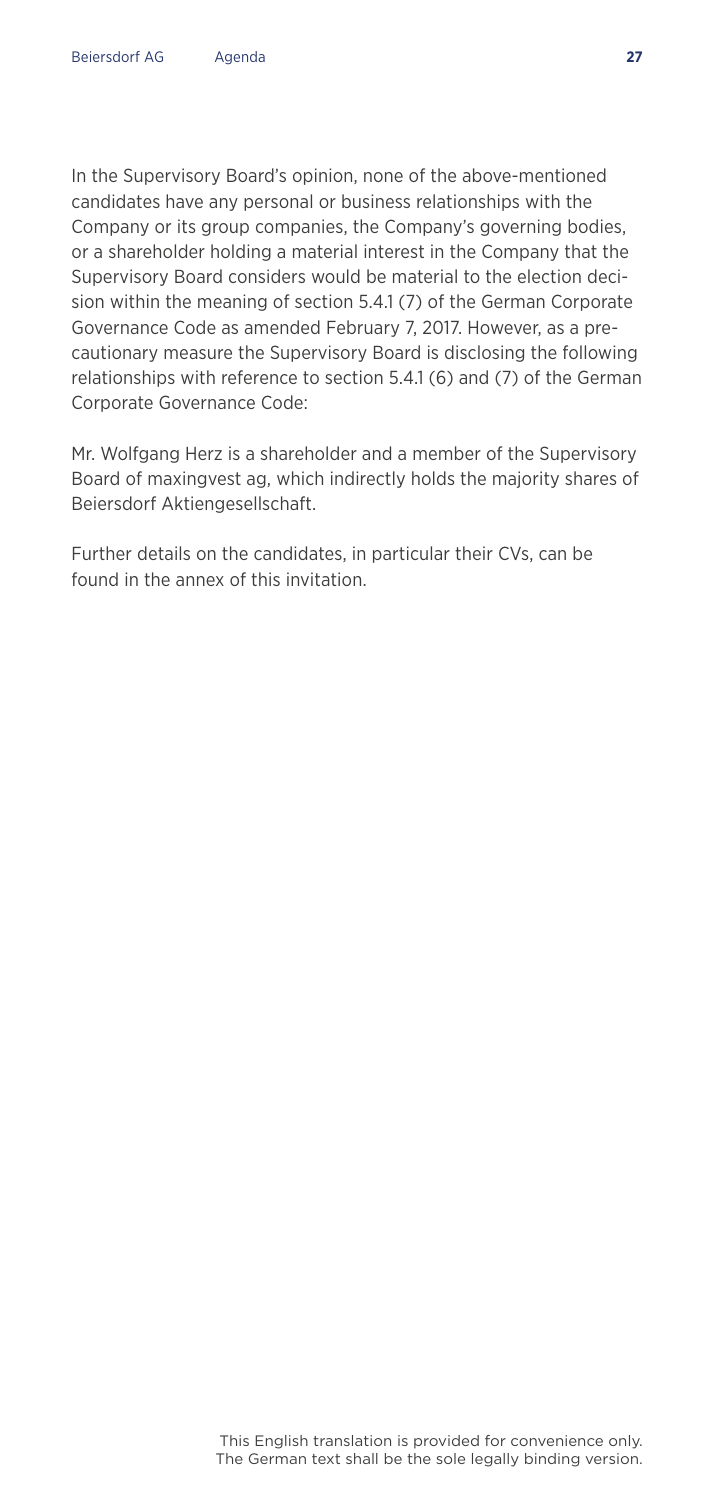In the Supervisory Board's opinion, none of the above-mentioned candidates have any personal or business relationships with the Company or its group companies, the Company's governing bodies, or a shareholder holding a material interest in the Company that the Supervisory Board considers would be material to the election decision within the meaning of section 5.4.1 (7) of the German Corporate Governance Code as amended February 7, 2017. However, as a precautionary measure the Supervisory Board is disclosing the following relationships with reference to section 5.4.1 (6) and (7) of the German Corporate Governance Code:

Mr. Wolfgang Herz is a shareholder and a member of the Supervisory Board of maxingvest ag, which indirectly holds the majority shares of Beiersdorf Aktiengesellschaft.

Further details on the candidates, in particular their CVs, can be found in the annex of this invitation.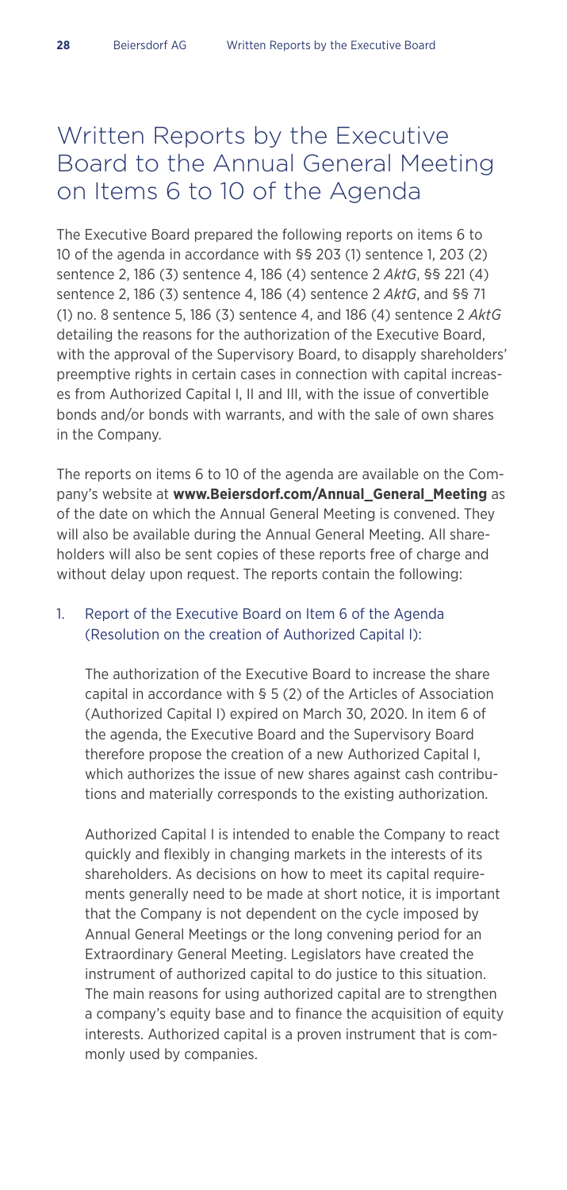# Written Reports by the Executive Board to the Annual General Meeting on Items 6 to 10 of the Agenda

The Executive Board prepared the following reports on items 6 to 10 of the agenda in accordance with §§ 203 (1) sentence 1, 203 (2) sentence 2, 186 (3) sentence 4, 186 (4) sentence 2 *AktG*, §§ 221 (4) sentence 2, 186 (3) sentence 4, 186 (4) sentence 2 *AktG*, and §§ 71 (1) no. 8 sentence 5, 186 (3) sentence 4, and 186 (4) sentence 2 *AktG* detailing the reasons for the authorization of the Executive Board, with the approval of the Supervisory Board, to disapply shareholders' preemptive rights in certain cases in connection with capital increases from Authorized Capital I, II and III, with the issue of convertible bonds and/or bonds with warrants, and with the sale of own shares in the Company.

The reports on items 6 to 10 of the agenda are available on the Company's website at **www.Beiersdorf.com/Annual_General_Meeting** as of the date on which the Annual General Meeting is convened. They will also be available during the Annual General Meeting. All shareholders will also be sent copies of these reports free of charge and without delay upon request. The reports contain the following:

## 1. Report of the Executive Board on Item 6 of the Agenda (Resolution on the creation of Authorized Capital I):

The authorization of the Executive Board to increase the share capital in accordance with § 5 (2) of the Articles of Association (Authorized Capital I) expired on March 30, 2020. In item 6 of the agenda, the Executive Board and the Supervisory Board therefore propose the creation of a new Authorized Capital I, which authorizes the issue of new shares against cash contributions and materially corresponds to the existing authorization.

Authorized Capital I is intended to enable the Company to react quickly and flexibly in changing markets in the interests of its shareholders. As decisions on how to meet its capital requirements generally need to be made at short notice, it is important that the Company is not dependent on the cycle imposed by Annual General Meetings or the long convening period for an Extraordinary General Meeting. Legislators have created the instrument of authorized capital to do justice to this situation. The main reasons for using authorized capital are to strengthen a company's equity base and to finance the acquisition of equity interests. Authorized capital is a proven instrument that is commonly used by companies.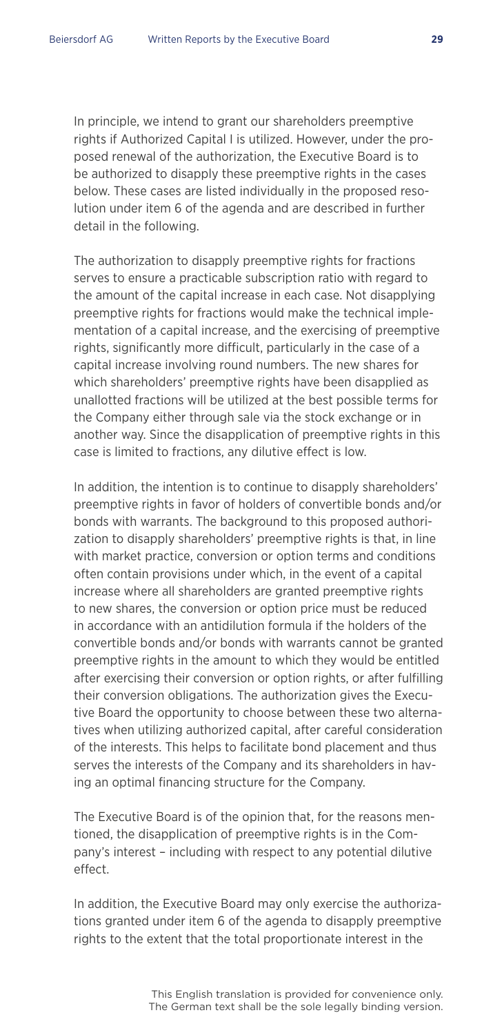In principle, we intend to grant our shareholders preemptive rights if Authorized Capital I is utilized. However, under the proposed renewal of the authorization, the Executive Board is to be authorized to disapply these preemptive rights in the cases below. These cases are listed individually in the proposed resolution under item 6 of the agenda and are described in further detail in the following.

The authorization to disapply preemptive rights for fractions serves to ensure a practicable subscription ratio with regard to the amount of the capital increase in each case. Not disapplying preemptive rights for fractions would make the technical implementation of a capital increase, and the exercising of preemptive rights, significantly more difficult, particularly in the case of a capital increase involving round numbers. The new shares for which shareholders' preemptive rights have been disapplied as unallotted fractions will be utilized at the best possible terms for the Company either through sale via the stock exchange or in another way. Since the disapplication of preemptive rights in this case is limited to fractions, any dilutive effect is low.

In addition, the intention is to continue to disapply shareholders' preemptive rights in favor of holders of convertible bonds and/or bonds with warrants. The background to this proposed authorization to disapply shareholders' preemptive rights is that, in line with market practice, conversion or option terms and conditions often contain provisions under which, in the event of a capital increase where all shareholders are granted preemptive rights to new shares, the conversion or option price must be reduced in accordance with an antidilution formula if the holders of the convertible bonds and/or bonds with warrants cannot be granted preemptive rights in the amount to which they would be entitled after exercising their conversion or option rights, or after fulfilling their conversion obligations. The authorization gives the Executive Board the opportunity to choose between these two alternatives when utilizing authorized capital, after careful consideration of the interests. This helps to facilitate bond placement and thus serves the interests of the Company and its shareholders in having an optimal financing structure for the Company.

The Executive Board is of the opinion that, for the reasons mentioned, the disapplication of preemptive rights is in the Company's interest – including with respect to any potential dilutive effect.

In addition, the Executive Board may only exercise the authorizations granted under item 6 of the agenda to disapply preemptive rights to the extent that the total proportionate interest in the

This English translation is provided for convenience only. The German text shall be the sole legally binding version.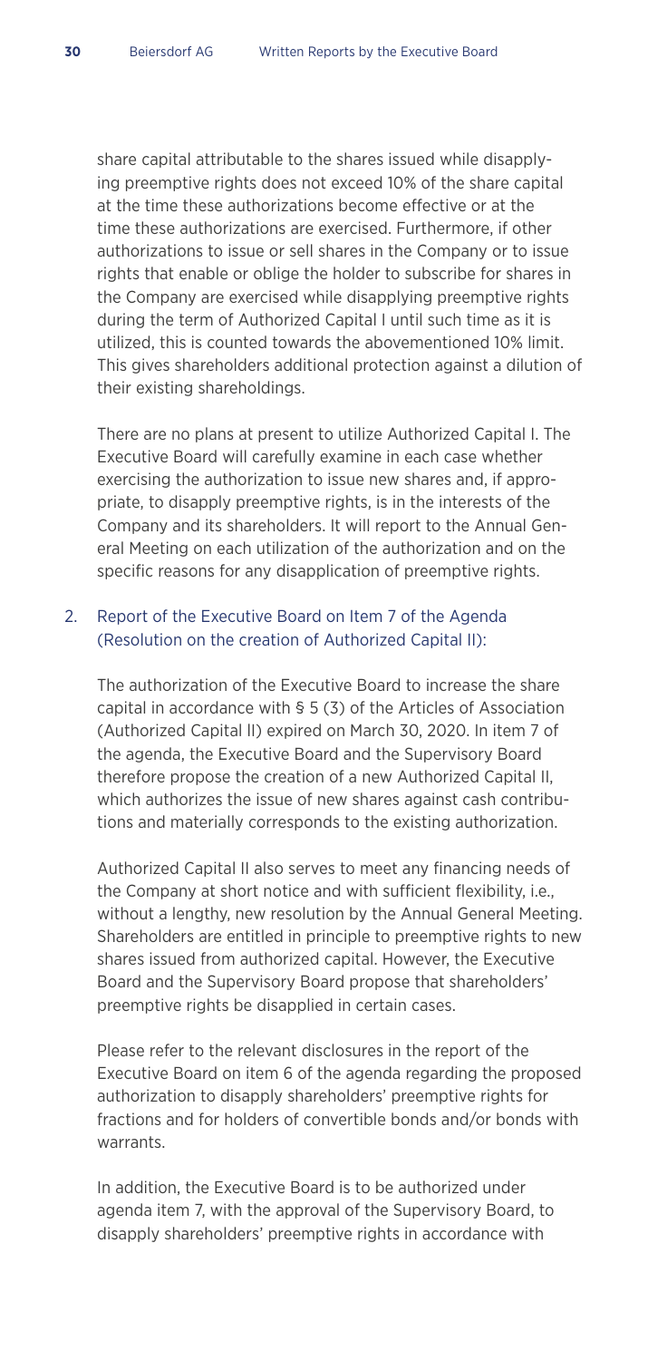share capital attributable to the shares issued while disapplying preemptive rights does not exceed 10% of the share capital at the time these authorizations become effective or at the time these authorizations are exercised. Furthermore, if other authorizations to issue or sell shares in the Company or to issue rights that enable or oblige the holder to subscribe for shares in the Company are exercised while disapplying preemptive rights during the term of Authorized Capital I until such time as it is utilized, this is counted towards the abovementioned 10% limit. This gives shareholders additional protection against a dilution of their existing shareholdings.

There are no plans at present to utilize Authorized Capital I. The Executive Board will carefully examine in each case whether exercising the authorization to issue new shares and, if appropriate, to disapply preemptive rights, is in the interests of the Company and its shareholders. It will report to the Annual General Meeting on each utilization of the authorization and on the specific reasons for any disapplication of preemptive rights.

## 2. Report of the Executive Board on Item 7 of the Agenda (Resolution on the creation of Authorized Capital II):

The authorization of the Executive Board to increase the share capital in accordance with § 5 (3) of the Articles of Association (Authorized Capital II) expired on March 30, 2020. In item 7 of the agenda, the Executive Board and the Supervisory Board therefore propose the creation of a new Authorized Capital II, which authorizes the issue of new shares against cash contributions and materially corresponds to the existing authorization.

Authorized Capital II also serves to meet any financing needs of the Company at short notice and with sufficient flexibility, i.e., without a lengthy, new resolution by the Annual General Meeting. Shareholders are entitled in principle to preemptive rights to new shares issued from authorized capital. However, the Executive Board and the Supervisory Board propose that shareholders' preemptive rights be disapplied in certain cases.

Please refer to the relevant disclosures in the report of the Executive Board on item 6 of the agenda regarding the proposed authorization to disapply shareholders' preemptive rights for fractions and for holders of convertible bonds and/or bonds with warrants.

In addition, the Executive Board is to be authorized under agenda item 7, with the approval of the Supervisory Board, to disapply shareholders' preemptive rights in accordance with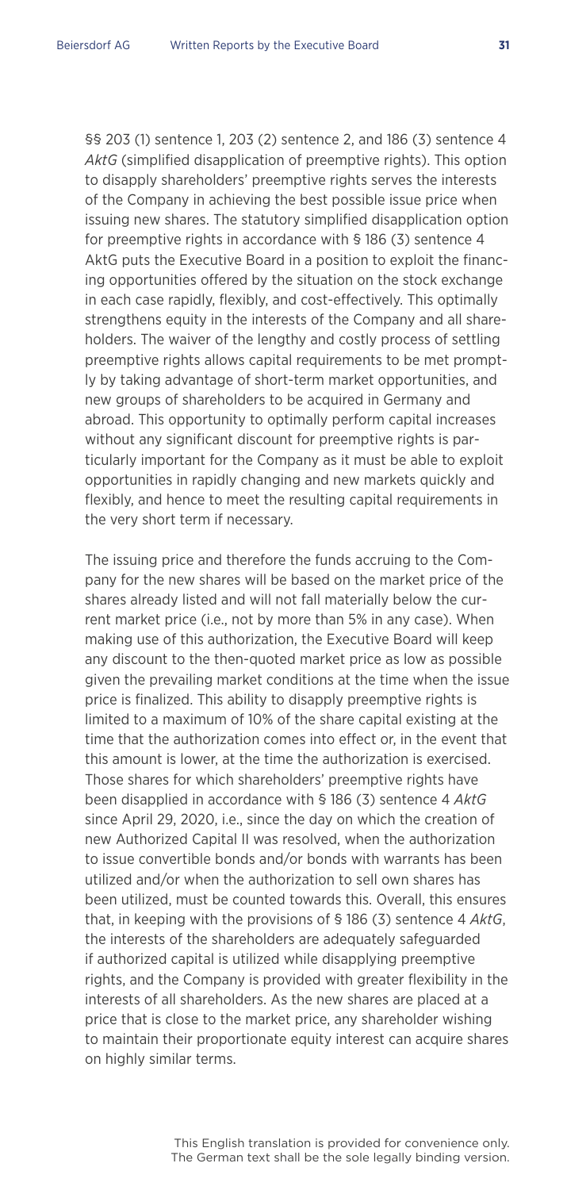§§ 203 (1) sentence 1, 203 (2) sentence 2, and 186 (3) sentence 4 *AktG* (simplified disapplication of preemptive rights). This option to disapply shareholders' preemptive rights serves the interests of the Company in achieving the best possible issue price when issuing new shares. The statutory simplified disapplication option for preemptive rights in accordance with § 186 (3) sentence 4 AktG puts the Executive Board in a position to exploit the financing opportunities offered by the situation on the stock exchange in each case rapidly, flexibly, and cost-effectively. This optimally strengthens equity in the interests of the Company and all shareholders. The waiver of the lengthy and costly process of settling preemptive rights allows capital requirements to be met promptly by taking advantage of short-term market opportunities, and new groups of shareholders to be acquired in Germany and abroad. This opportunity to optimally perform capital increases without any significant discount for preemptive rights is particularly important for the Company as it must be able to exploit opportunities in rapidly changing and new markets quickly and flexibly, and hence to meet the resulting capital requirements in the very short term if necessary.

The issuing price and therefore the funds accruing to the Company for the new shares will be based on the market price of the shares already listed and will not fall materially below the current market price (i.e., not by more than 5% in any case). When making use of this authorization, the Executive Board will keep any discount to the then-quoted market price as low as possible given the prevailing market conditions at the time when the issue price is finalized. This ability to disapply preemptive rights is limited to a maximum of 10% of the share capital existing at the time that the authorization comes into effect or, in the event that this amount is lower, at the time the authorization is exercised. Those shares for which shareholders' preemptive rights have been disapplied in accordance with § 186 (3) sentence 4 *AktG* since April 29, 2020, i.e., since the day on which the creation of new Authorized Capital II was resolved, when the authorization to issue convertible bonds and/or bonds with warrants has been utilized and/or when the authorization to sell own shares has been utilized, must be counted towards this. Overall, this ensures that, in keeping with the provisions of § 186 (3) sentence 4 *AktG*, the interests of the shareholders are adequately safeguarded if authorized capital is utilized while disapplying preemptive rights, and the Company is provided with greater flexibility in the interests of all shareholders. As the new shares are placed at a price that is close to the market price, any shareholder wishing to maintain their proportionate equity interest can acquire shares on highly similar terms.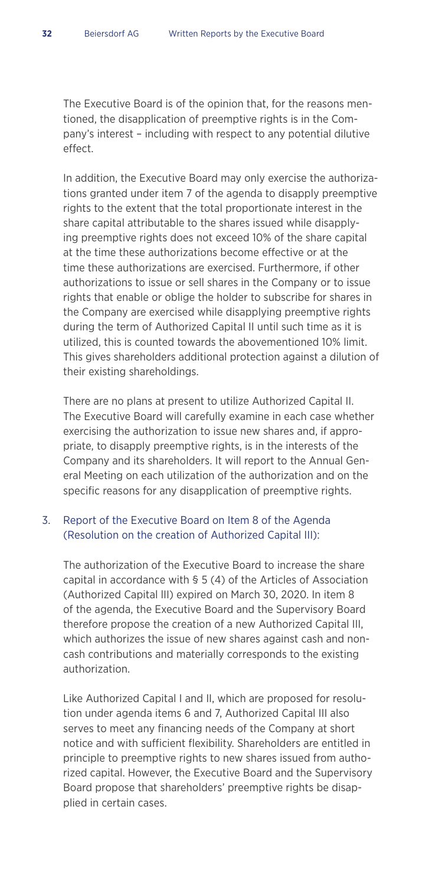The Executive Board is of the opinion that, for the reasons mentioned, the disapplication of preemptive rights is in the Company's interest – including with respect to any potential dilutive effect.

In addition, the Executive Board may only exercise the authorizations granted under item 7 of the agenda to disapply preemptive rights to the extent that the total proportionate interest in the share capital attributable to the shares issued while disapplying preemptive rights does not exceed 10% of the share capital at the time these authorizations become effective or at the time these authorizations are exercised. Furthermore, if other authorizations to issue or sell shares in the Company or to issue rights that enable or oblige the holder to subscribe for shares in the Company are exercised while disapplying preemptive rights during the term of Authorized Capital II until such time as it is utilized, this is counted towards the abovementioned 10% limit. This gives shareholders additional protection against a dilution of their existing shareholdings.

There are no plans at present to utilize Authorized Capital II. The Executive Board will carefully examine in each case whether exercising the authorization to issue new shares and, if appropriate, to disapply preemptive rights, is in the interests of the Company and its shareholders. It will report to the Annual General Meeting on each utilization of the authorization and on the specific reasons for any disapplication of preemptive rights.

3. Report of the Executive Board on Item 8 of the Agenda (Resolution on the creation of Authorized Capital III):

The authorization of the Executive Board to increase the share capital in accordance with § 5 (4) of the Articles of Association (Authorized Capital III) expired on March 30, 2020. In item 8 of the agenda, the Executive Board and the Supervisory Board therefore propose the creation of a new Authorized Capital III, which authorizes the issue of new shares against cash and non-cash contributions and materially corresponds to the existing authorization.

Like Authorized Capital I and II, which are proposed for resolution under agenda items 6 and 7, Authorized Capital III also serves to meet any financing needs of the Company at short notice and with sufficient flexibility. Shareholders are entitled in principle to preemptive rights to new shares issued from authorized capital. However, the Executive Board and the Supervisory Board propose that shareholders' preemptive rights be disapplied in certain cases.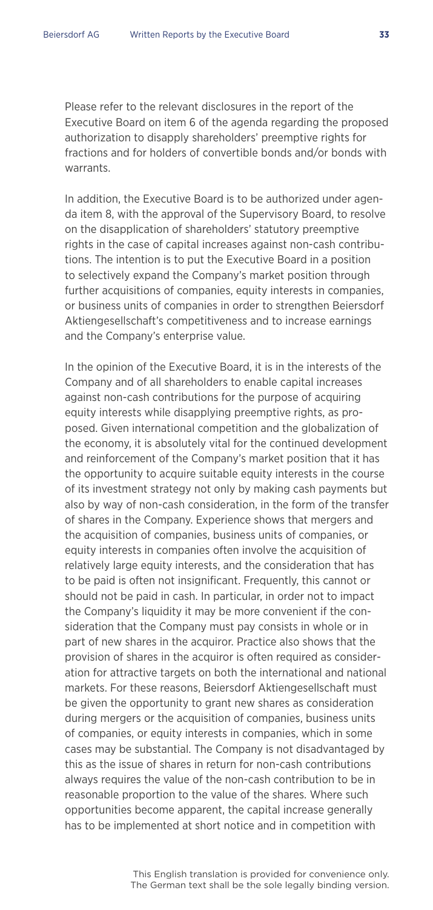Please refer to the relevant disclosures in the report of the Executive Board on item 6 of the agenda regarding the proposed authorization to disapply shareholders' preemptive rights for fractions and for holders of convertible bonds and/or bonds with warrants.

In addition, the Executive Board is to be authorized under agenda item 8, with the approval of the Supervisory Board, to resolve on the disapplication of shareholders' statutory preemptive rights in the case of capital increases against non-cash contributions. The intention is to put the Executive Board in a position to selectively expand the Company's market position through further acquisitions of companies, equity interests in companies, or business units of companies in order to strengthen Beiersdorf Aktiengesellschaft's competitiveness and to increase earnings and the Company's enterprise value.

In the opinion of the Executive Board, it is in the interests of the Company and of all shareholders to enable capital increases against non-cash contributions for the purpose of acquiring equity interests while disapplying preemptive rights, as proposed. Given international competition and the globalization of the economy, it is absolutely vital for the continued development and reinforcement of the Company's market position that it has the opportunity to acquire suitable equity interests in the course of its investment strategy not only by making cash payments but also by way of non-cash consideration, in the form of the transfer of shares in the Company. Experience shows that mergers and the acquisition of companies, business units of companies, or equity interests in companies often involve the acquisition of relatively large equity interests, and the consideration that has to be paid is often not insignificant. Frequently, this cannot or should not be paid in cash. In particular, in order not to impact the Company's liquidity it may be more convenient if the consideration that the Company must pay consists in whole or in part of new shares in the acquiror. Practice also shows that the provision of shares in the acquiror is often required as consideration for attractive targets on both the international and national markets. For these reasons, Beiersdorf Aktiengesellschaft must be given the opportunity to grant new shares as consideration during mergers or the acquisition of companies, business units of companies, or equity interests in companies, which in some cases may be substantial. The Company is not disadvantaged by this as the issue of shares in return for non-cash contributions always requires the value of the non-cash contribution to be in reasonable proportion to the value of the shares. Where such opportunities become apparent, the capital increase generally has to be implemented at short notice and in competition with

This English translation is provided for convenience only. The German text shall be the sole legally binding version.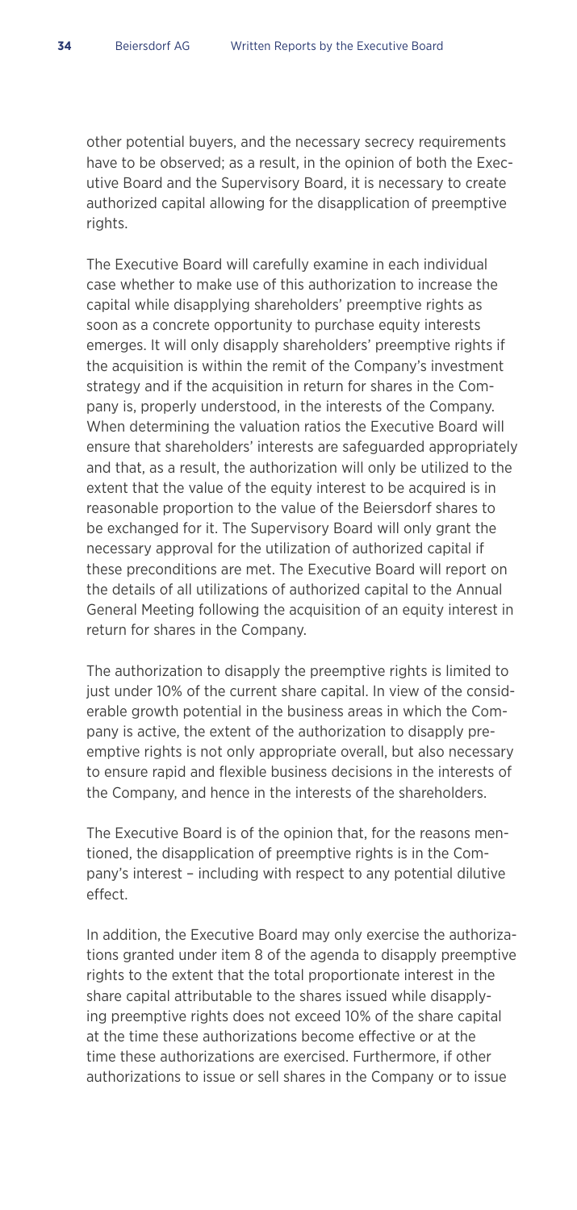other potential buyers, and the necessary secrecy requirements have to be observed; as a result, in the opinion of both the Executive Board and the Supervisory Board, it is necessary to create authorized capital allowing for the disapplication of preemptive rights.

The Executive Board will carefully examine in each individual case whether to make use of this authorization to increase the capital while disapplying shareholders' preemptive rights as soon as a concrete opportunity to purchase equity interests emerges. It will only disapply shareholders' preemptive rights if the acquisition is within the remit of the Company's investment strategy and if the acquisition in return for shares in the Company is, properly understood, in the interests of the Company. When determining the valuation ratios the Executive Board will ensure that shareholders' interests are safeguarded appropriately and that, as a result, the authorization will only be utilized to the extent that the value of the equity interest to be acquired is in reasonable proportion to the value of the Beiersdorf shares to be exchanged for it. The Supervisory Board will only grant the necessary approval for the utilization of authorized capital if these preconditions are met. The Executive Board will report on the details of all utilizations of authorized capital to the Annual General Meeting following the acquisition of an equity interest in return for shares in the Company.

The authorization to disapply the preemptive rights is limited to just under 10% of the current share capital. In view of the considerable growth potential in the business areas in which the Company is active, the extent of the authorization to disapply preemptive rights is not only appropriate overall, but also necessary to ensure rapid and flexible business decisions in the interests of the Company, and hence in the interests of the shareholders.

The Executive Board is of the opinion that, for the reasons mentioned, the disapplication of preemptive rights is in the Company's interest – including with respect to any potential dilutive effect.

In addition, the Executive Board may only exercise the authorizations granted under item 8 of the agenda to disapply preemptive rights to the extent that the total proportionate interest in the share capital attributable to the shares issued while disapplying preemptive rights does not exceed 10% of the share capital at the time these authorizations become effective or at the time these authorizations are exercised. Furthermore, if other authorizations to issue or sell shares in the Company or to issue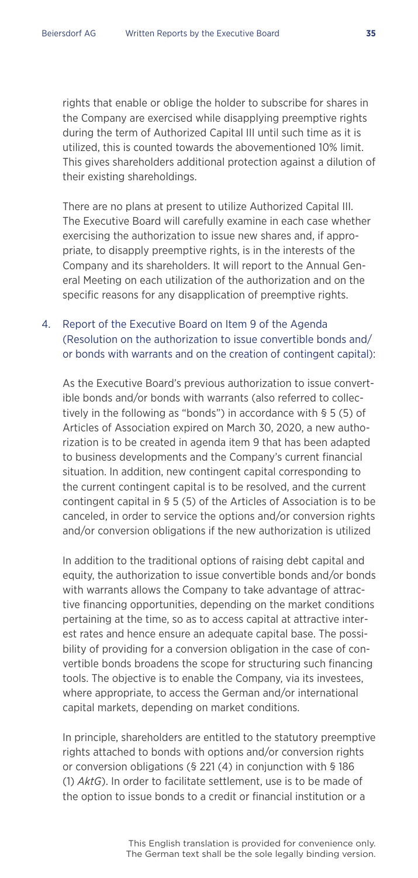rights that enable or oblige the holder to subscribe for shares in the Company are exercised while disapplying preemptive rights during the term of Authorized Capital III until such time as it is utilized, this is counted towards the abovementioned 10% limit. This gives shareholders additional protection against a dilution of their existing shareholdings.

There are no plans at present to utilize Authorized Capital III. The Executive Board will carefully examine in each case whether exercising the authorization to issue new shares and, if appropriate, to disapply preemptive rights, is in the interests of the Company and its shareholders. It will report to the Annual General Meeting on each utilization of the authorization and on the specific reasons for any disapplication of preemptive rights.

4. Report of the Executive Board on Item 9 of the Agenda (Resolution on the authorization to issue convertible bonds and/or bonds with warrants and on the creation of contingent capital):

As the Executive Board's previous authorization to issue convertible bonds and/or bonds with warrants (also referred to collectively in the following as "bonds") in accordance with § 5 (5) of Articles of Association expired on March 30, 2020, a new authorization is to be created in agenda item 9 that has been adapted to business developments and the Company's current financial situation. In addition, new contingent capital corresponding to the current contingent capital is to be resolved, and the current contingent capital in § 5 (5) of the Articles of Association is to be canceled, in order to service the options and/or conversion rights and/or conversion obligations if the new authorization is utilized

In addition to the traditional options of raising debt capital and equity, the authorization to issue convertible bonds and/or bonds with warrants allows the Company to take advantage of attractive financing opportunities, depending on the market conditions pertaining at the time, so as to access capital at attractive interest rates and hence ensure an adequate capital base. The possibility of providing for a conversion obligation in the case of convertible bonds broadens the scope for structuring such financing tools. The objective is to enable the Company, via its investees, where appropriate, to access the German and/or international capital markets, depending on market conditions.

In principle, shareholders are entitled to the statutory preemptive rights attached to bonds with options and/or conversion rights or conversion obligations (§ 221 (4) in conjunction with § 186 (1) *AktG*). In order to facilitate settlement, use is to be made of the option to issue bonds to a credit or financial institution or a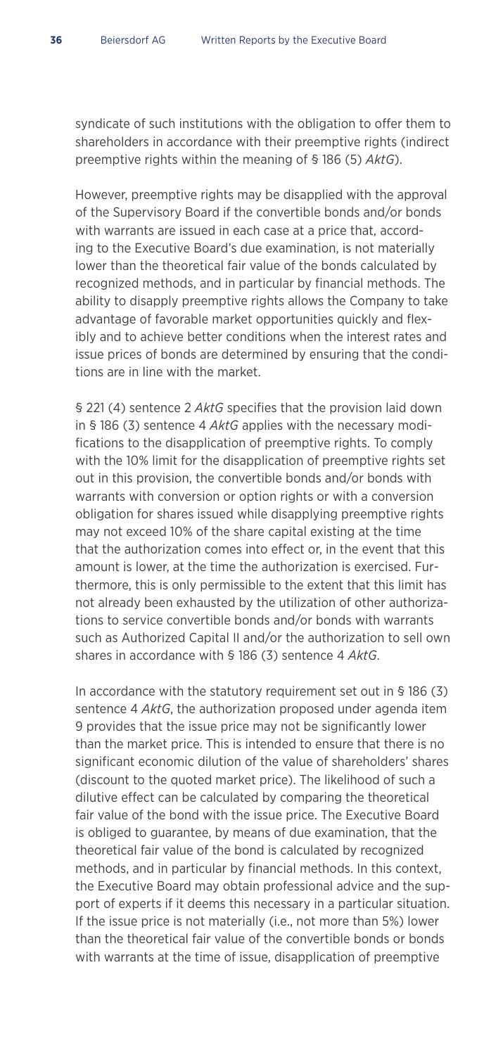syndicate of such institutions with the obligation to offer them to shareholders in accordance with their preemptive rights (indirect preemptive rights within the meaning of § 186 (5) *AktG*).

However, preemptive rights may be disapplied with the approval of the Supervisory Board if the convertible bonds and/or bonds with warrants are issued in each case at a price that, according to the Executive Board's due examination, is not materially lower than the theoretical fair value of the bonds calculated by recognized methods, and in particular by financial methods. The ability to disapply preemptive rights allows the Company to take advantage of favorable market opportunities quickly and flexibly and to achieve better conditions when the interest rates and issue prices of bonds are determined by ensuring that the conditions are in line with the market.

§ 221 (4) sentence 2 *AktG* specifies that the provision laid down in § 186 (3) sentence 4 *AktG* applies with the necessary modifications to the disapplication of preemptive rights. To comply with the 10% limit for the disapplication of preemptive rights set out in this provision, the convertible bonds and/or bonds with warrants with conversion or option rights or with a conversion obligation for shares issued while disapplying preemptive rights may not exceed 10% of the share capital existing at the time that the authorization comes into effect or, in the event that this amount is lower, at the time the authorization is exercised. Furthermore, this is only permissible to the extent that this limit has not already been exhausted by the utilization of other authorizations to service convertible bonds and/or bonds with warrants such as Authorized Capital II and/or the authorization to sell own shares in accordance with § 186 (3) sentence 4 *AktG*.

In accordance with the statutory requirement set out in § 186 (3) sentence 4 *AktG*, the authorization proposed under agenda item 9 provides that the issue price may not be significantly lower than the market price. This is intended to ensure that there is no significant economic dilution of the value of shareholders' shares (discount to the quoted market price). The likelihood of such a dilutive effect can be calculated by comparing the theoretical fair value of the bond with the issue price. The Executive Board is obliged to guarantee, by means of due examination, that the theoretical fair value of the bond is calculated by recognized methods, and in particular by financial methods. In this context, the Executive Board may obtain professional advice and the support of experts if it deems this necessary in a particular situation. If the issue price is not materially (i.e., not more than 5%) lower than the theoretical fair value of the convertible bonds or bonds with warrants at the time of issue, disapplication of preemptive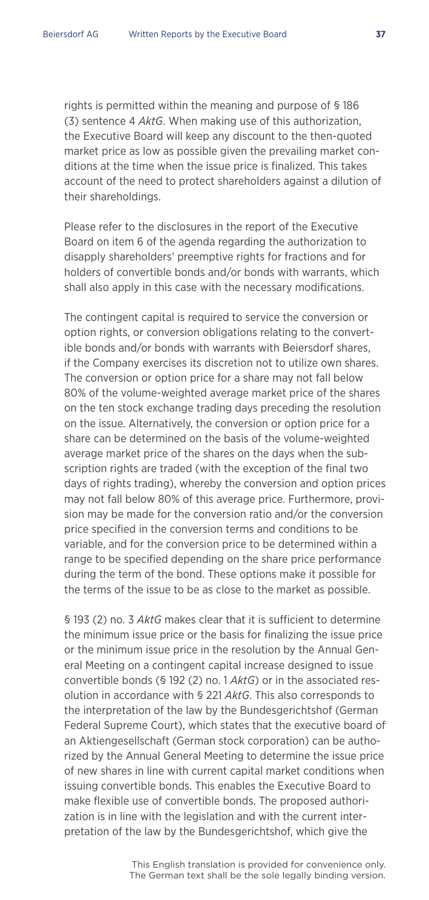rights is permitted within the meaning and purpose of § 186 (3) sentence 4 *AktG*. When making use of this authorization, the Executive Board will keep any discount to the then-quoted market price as low as possible given the prevailing market conditions at the time when the issue price is finalized. This takes account of the need to protect shareholders against a dilution of their shareholdings.

Please refer to the disclosures in the report of the Executive Board on item 6 of the agenda regarding the authorization to disapply shareholders' preemptive rights for fractions and for holders of convertible bonds and/or bonds with warrants, which shall also apply in this case with the necessary modifications.

The contingent capital is required to service the conversion or option rights, or conversion obligations relating to the convertible bonds and/or bonds with warrants with Beiersdorf shares, if the Company exercises its discretion not to utilize own shares. The conversion or option price for a share may not fall below 80% of the volume-weighted average market price of the shares on the ten stock exchange trading days preceding the resolution on the issue. Alternatively, the conversion or option price for a share can be determined on the basis of the volume-weighted average market price of the shares on the days when the subscription rights are traded (with the exception of the final two days of rights trading), whereby the conversion and option prices may not fall below 80% of this average price. Furthermore, provision may be made for the conversion ratio and/or the conversion price specified in the conversion terms and conditions to be variable, and for the conversion price to be determined within a range to be specified depending on the share price performance during the term of the bond. These options make it possible for the terms of the issue to be as close to the market as possible.

§ 193 (2) no. 3 *AktG* makes clear that it is sufficient to determine the minimum issue price or the basis for finalizing the issue price or the minimum issue price in the resolution by the Annual General Meeting on a contingent capital increase designed to issue convertible bonds (§ 192 (2) no. 1 *AktG*) or in the associated resolution in accordance with § 221 *AktG*. This also corresponds to the interpretation of the law by the Bundesgerichtshof (German Federal Supreme Court), which states that the executive board of an Aktiengesellschaft (German stock corporation) can be authorized by the Annual General Meeting to determine the issue price of new shares in line with current capital market conditions when issuing convertible bonds. This enables the Executive Board to make flexible use of convertible bonds. The proposed authorization is in line with the legislation and with the current interpretation of the law by the Bundesgerichtshof, which give the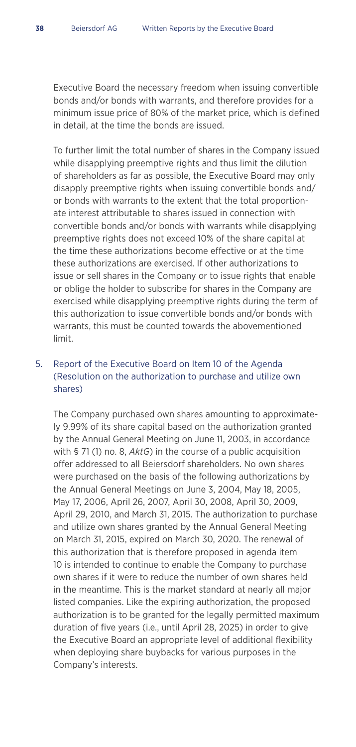Executive Board the necessary freedom when issuing convertible bonds and/or bonds with warrants, and therefore provides for a minimum issue price of 80% of the market price, which is defined in detail, at the time the bonds are issued.

To further limit the total number of shares in the Company issued while disapplying preemptive rights and thus limit the dilution of shareholders as far as possible, the Executive Board may only disapply preemptive rights when issuing convertible bonds and/or bonds with warrants to the extent that the total proportionate interest attributable to shares issued in connection with convertible bonds and/or bonds with warrants while disapplying preemptive rights does not exceed 10% of the share capital at the time these authorizations become effective or at the time these authorizations are exercised. If other authorizations to issue or sell shares in the Company or to issue rights that enable or oblige the holder to subscribe for shares in the Company are exercised while disapplying preemptive rights during the term of this authorization to issue convertible bonds and/or bonds with warrants, this must be counted towards the abovementioned limit.

## 5. Report of the Executive Board on Item 10 of the Agenda (Resolution on the authorization to purchase and utilize own shares)

The Company purchased own shares amounting to approximately 9.99% of its share capital based on the authorization granted by the Annual General Meeting on June 11, 2003, in accordance with § 71 (1) no. 8, *AktG*) in the course of a public acquisition offer addressed to all Beiersdorf shareholders. No own shares were purchased on the basis of the following authorizations by the Annual General Meetings on June 3, 2004, May 18, 2005, May 17, 2006, April 26, 2007, April 30, 2008, April 30, 2009, April 29, 2010, and March 31, 2015. The authorization to purchase and utilize own shares granted by the Annual General Meeting on March 31, 2015, expired on March 30, 2020. The renewal of this authorization that is therefore proposed in agenda item 10 is intended to continue to enable the Company to purchase own shares if it were to reduce the number of own shares held in the meantime. This is the market standard at nearly all major listed companies. Like the expiring authorization, the proposed authorization is to be granted for the legally permitted maximum duration of five years (i.e., until April 28, 2025) in order to give the Executive Board an appropriate level of additional flexibility when deploying share buybacks for various purposes in the Company's interests.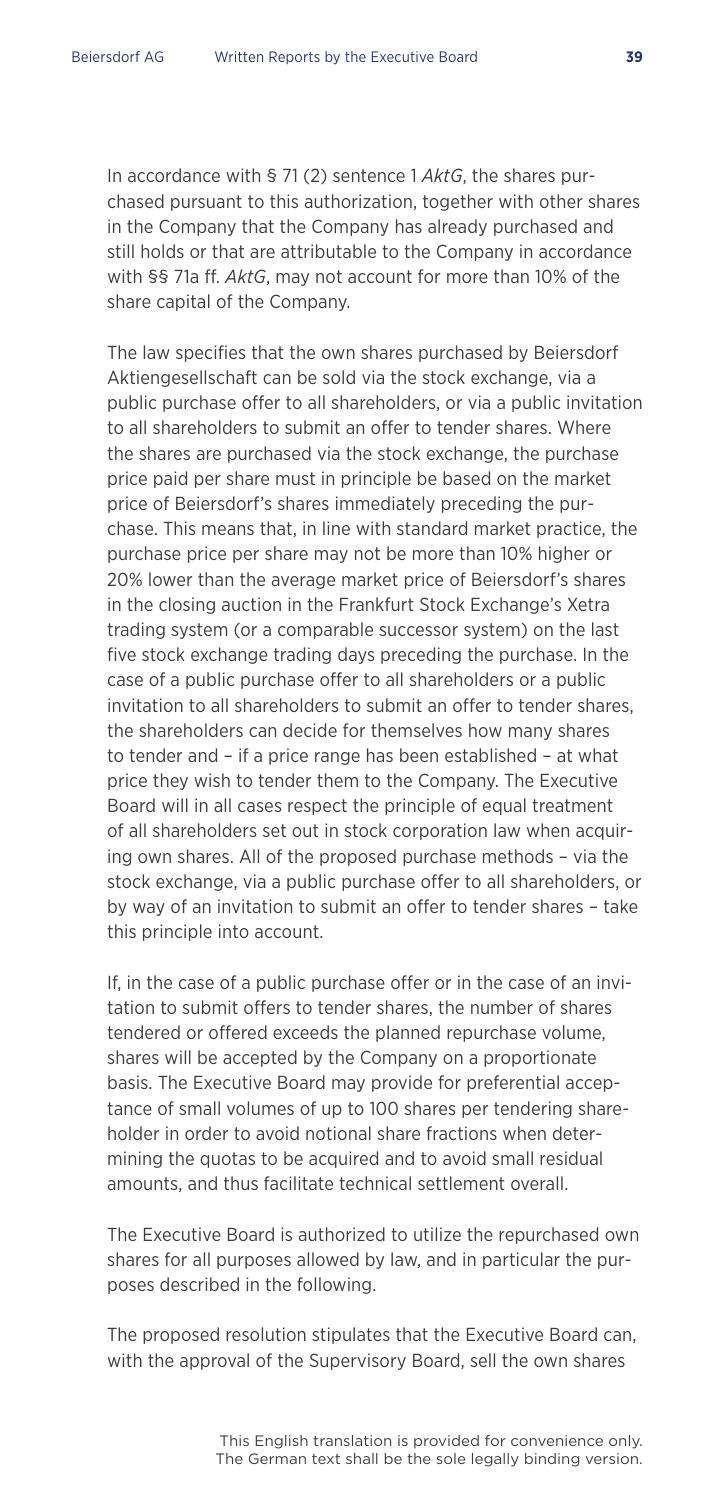In accordance with § 71 (2) sentence 1 *AktG*, the shares purchased pursuant to this authorization, together with other shares in the Company that the Company has already purchased and still holds or that are attributable to the Company in accordance with §§ 71a ff. *AktG*, may not account for more than 10% of the share capital of the Company.

The law specifies that the own shares purchased by Beiersdorf Aktiengesellschaft can be sold via the stock exchange, via a public purchase offer to all shareholders, or via a public invitation to all shareholders to submit an offer to tender shares. Where the shares are purchased via the stock exchange, the purchase price paid per share must in principle be based on the market price of Beiersdorf's shares immediately preceding the purchase. This means that, in line with standard market practice, the purchase price per share may not be more than 10% higher or 20% lower than the average market price of Beiersdorf's shares in the closing auction in the Frankfurt Stock Exchange's Xetra trading system (or a comparable successor system) on the last five stock exchange trading days preceding the purchase. In the case of a public purchase offer to all shareholders or a public invitation to all shareholders to submit an offer to tender shares, the shareholders can decide for themselves how many shares to tender and – if a price range has been established – at what price they wish to tender them to the Company. The Executive Board will in all cases respect the principle of equal treatment of all shareholders set out in stock corporation law when acquiring own shares. All of the proposed purchase methods – via the stock exchange, via a public purchase offer to all shareholders, or by way of an invitation to submit an offer to tender shares – take this principle into account.

If, in the case of a public purchase offer or in the case of an invitation to submit offers to tender shares, the number of shares tendered or offered exceeds the planned repurchase volume, shares will be accepted by the Company on a proportionate basis. The Executive Board may provide for preferential acceptance of small volumes of up to 100 shares per tendering shareholder in order to avoid notional share fractions when determining the quotas to be acquired and to avoid small residual amounts, and thus facilitate technical settlement overall.

The Executive Board is authorized to utilize the repurchased own shares for all purposes allowed by law, and in particular the purposes described in the following.

The proposed resolution stipulates that the Executive Board can, with the approval of the Supervisory Board, sell the own shares

This English translation is provided for convenience only.
The German text shall be the sole legally binding version.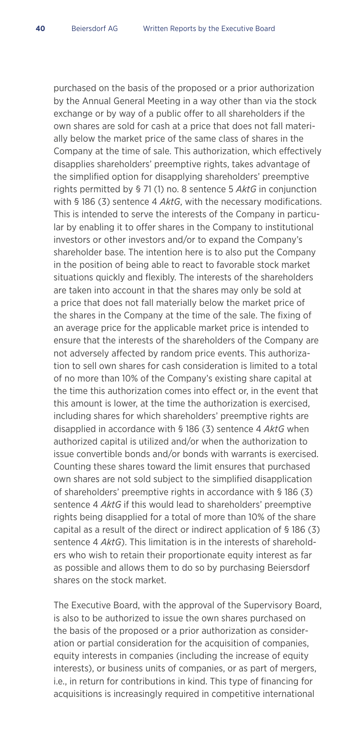purchased on the basis of the proposed or a prior authorization by the Annual General Meeting in a way other than via the stock exchange or by way of a public offer to all shareholders if the own shares are sold for cash at a price that does not fall materially below the market price of the same class of shares in the Company at the time of sale. This authorization, which effectively disapplies shareholders' preemptive rights, takes advantage of the simplified option for disapplying shareholders' preemptive rights permitted by § 71 (1) no. 8 sentence 5 *AktG* in conjunction with § 186 (3) sentence 4 *AktG*, with the necessary modifications. This is intended to serve the interests of the Company in particular by enabling it to offer shares in the Company to institutional investors or other investors and/or to expand the Company's shareholder base. The intention here is to also put the Company in the position of being able to react to favorable stock market situations quickly and flexibly. The interests of the shareholders are taken into account in that the shares may only be sold at a price that does not fall materially below the market price of the shares in the Company at the time of the sale. The fixing of an average price for the applicable market price is intended to ensure that the interests of the shareholders of the Company are not adversely affected by random price events. This authorization to sell own shares for cash consideration is limited to a total of no more than 10% of the Company's existing share capital at the time this authorization comes into effect or, in the event that this amount is lower, at the time the authorization is exercised, including shares for which shareholders' preemptive rights are disapplied in accordance with § 186 (3) sentence 4 *AktG* when authorized capital is utilized and/or when the authorization to issue convertible bonds and/or bonds with warrants is exercised. Counting these shares toward the limit ensures that purchased own shares are not sold subject to the simplified disapplication of shareholders' preemptive rights in accordance with § 186 (3) sentence 4 *AktG* if this would lead to shareholders' preemptive rights being disapplied for a total of more than 10% of the share capital as a result of the direct or indirect application of § 186 (3) sentence 4 *AktG*). This limitation is in the interests of shareholders who wish to retain their proportionate equity interest as far as possible and allows them to do so by purchasing Beiersdorf shares on the stock market.

The Executive Board, with the approval of the Supervisory Board, is also to be authorized to issue the own shares purchased on the basis of the proposed or a prior authorization as consideration or partial consideration for the acquisition of companies, equity interests in companies (including the increase of equity interests), or business units of companies, or as part of mergers, i.e., in return for contributions in kind. This type of financing for acquisitions is increasingly required in competitive international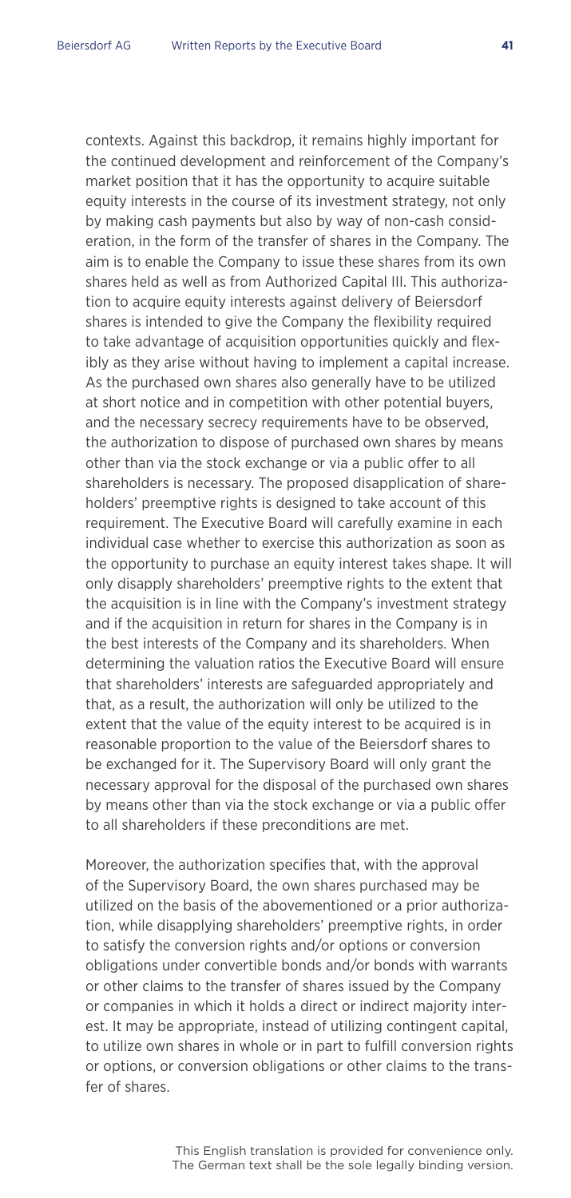contexts. Against this backdrop, it remains highly important for the continued development and reinforcement of the Company's market position that it has the opportunity to acquire suitable equity interests in the course of its investment strategy, not only by making cash payments but also by way of non-cash consideration, in the form of the transfer of shares in the Company. The aim is to enable the Company to issue these shares from its own shares held as well as from Authorized Capital III. This authorization to acquire equity interests against delivery of Beiersdorf shares is intended to give the Company the flexibility required to take advantage of acquisition opportunities quickly and flexibly as they arise without having to implement a capital increase. As the purchased own shares also generally have to be utilized at short notice and in competition with other potential buyers, and the necessary secrecy requirements have to be observed, the authorization to dispose of purchased own shares by means other than via the stock exchange or via a public offer to all shareholders is necessary. The proposed disapplication of shareholders' preemptive rights is designed to take account of this requirement. The Executive Board will carefully examine in each individual case whether to exercise this authorization as soon as the opportunity to purchase an equity interest takes shape. It will only disapply shareholders' preemptive rights to the extent that the acquisition is in line with the Company's investment strategy and if the acquisition in return for shares in the Company is in the best interests of the Company and its shareholders. When determining the valuation ratios the Executive Board will ensure that shareholders' interests are safeguarded appropriately and that, as a result, the authorization will only be utilized to the extent that the value of the equity interest to be acquired is in reasonable proportion to the value of the Beiersdorf shares to be exchanged for it. The Supervisory Board will only grant the necessary approval for the disposal of the purchased own shares by means other than via the stock exchange or via a public offer to all shareholders if these preconditions are met.

Moreover, the authorization specifies that, with the approval of the Supervisory Board, the own shares purchased may be utilized on the basis of the abovementioned or a prior authorization, while disapplying shareholders' preemptive rights, in order to satisfy the conversion rights and/or options or conversion obligations under convertible bonds and/or bonds with warrants or other claims to the transfer of shares issued by the Company or companies in which it holds a direct or indirect majority interest. It may be appropriate, instead of utilizing contingent capital, to utilize own shares in whole or in part to fulfill conversion rights or options, or conversion obligations or other claims to the transfer of shares.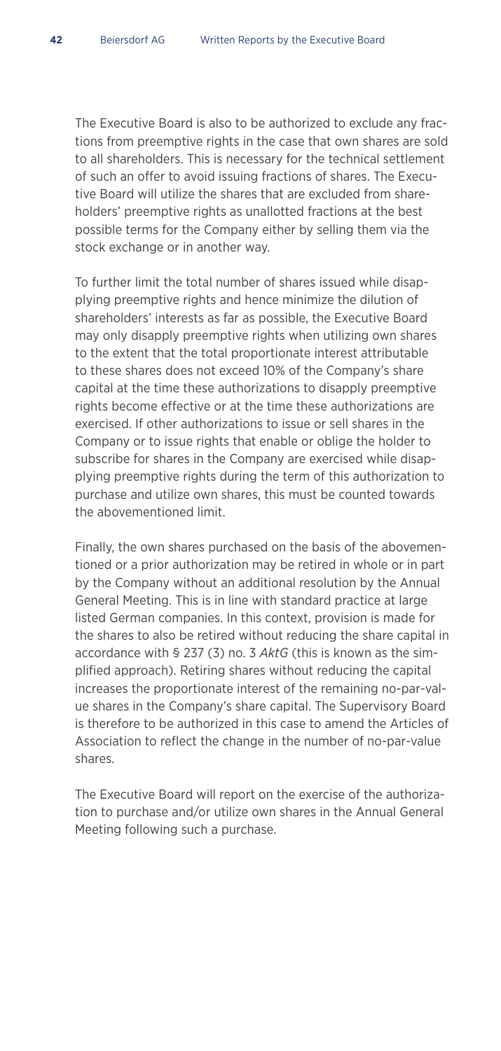The Executive Board is also to be authorized to exclude any fractions from preemptive rights in the case that own shares are sold to all shareholders. This is necessary for the technical settlement of such an offer to avoid issuing fractions of shares. The Executive Board will utilize the shares that are excluded from shareholders' preemptive rights as unallotted fractions at the best possible terms for the Company either by selling them via the stock exchange or in another way.

To further limit the total number of shares issued while disapplying preemptive rights and hence minimize the dilution of shareholders' interests as far as possible, the Executive Board may only disapply preemptive rights when utilizing own shares to the extent that the total proportionate interest attributable to these shares does not exceed 10% of the Company's share capital at the time these authorizations to disapply preemptive rights become effective or at the time these authorizations are exercised. If other authorizations to issue or sell shares in the Company or to issue rights that enable or oblige the holder to subscribe for shares in the Company are exercised while disapplying preemptive rights during the term of this authorization to purchase and utilize own shares, this must be counted towards the abovementioned limit.

Finally, the own shares purchased on the basis of the abovementioned or a prior authorization may be retired in whole or in part by the Company without an additional resolution by the Annual General Meeting. This is in line with standard practice at large listed German companies. In this context, provision is made for the shares to also be retired without reducing the share capital in accordance with § 237 (3) no. 3 *AktG* (this is known as the simplified approach). Retiring shares without reducing the capital increases the proportionate interest of the remaining no-par-value shares in the Company's share capital. The Supervisory Board is therefore to be authorized in this case to amend the Articles of Association to reflect the change in the number of no-par-value shares.

The Executive Board will report on the exercise of the authorization to purchase and/or utilize own shares in the Annual General Meeting following such a purchase.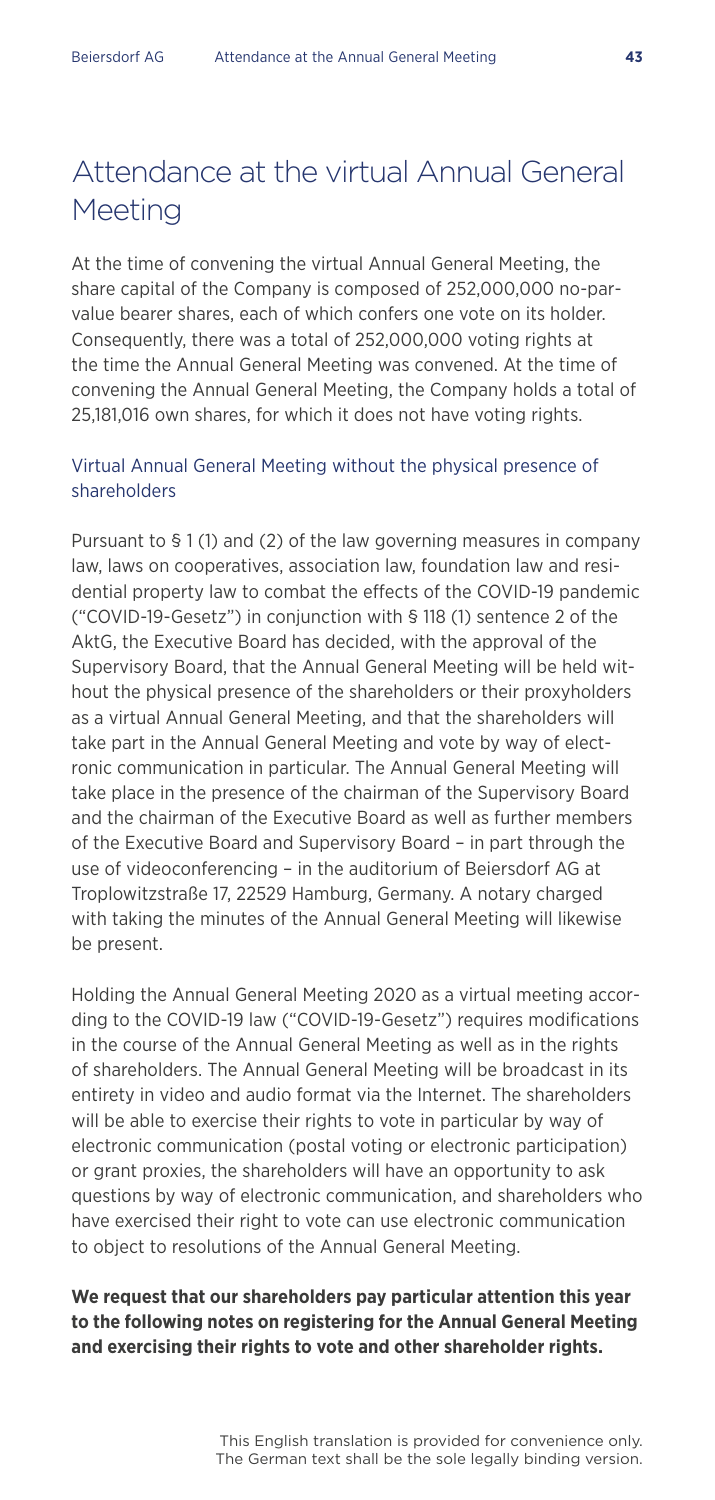# Attendance at the virtual Annual General Meeting

At the time of convening the virtual Annual General Meeting, the share capital of the Company is composed of 252,000,000 no-par-value bearer shares, each of which confers one vote on its holder. Consequently, there was a total of 252,000,000 voting rights at the time the Annual General Meeting was convened. At the time of convening the Annual General Meeting, the Company holds a total of 25,181,016 own shares, for which it does not have voting rights.

## Virtual Annual General Meeting without the physical presence of shareholders

Pursuant to § 1 (1) and (2) of the law governing measures in company law, laws on cooperatives, association law, foundation law and residential property law to combat the effects of the COVID-19 pandemic ("COVID-19-Gesetz") in conjunction with § 118 (1) sentence 2 of the AktG, the Executive Board has decided, with the approval of the Supervisory Board, that the Annual General Meeting will be held without the physical presence of the shareholders or their proxyholders as a virtual Annual General Meeting, and that the shareholders will take part in the Annual General Meeting and vote by way of electronic communication in particular. The Annual General Meeting will take place in the presence of the chairman of the Supervisory Board and the chairman of the Executive Board as well as further members of the Executive Board and Supervisory Board – in part through the use of videoconferencing – in the auditorium of Beiersdorf AG at Troplowitzstraße 17, 22529 Hamburg, Germany. A notary charged with taking the minutes of the Annual General Meeting will likewise be present.

Holding the Annual General Meeting 2020 as a virtual meeting according to the COVID-19 law ("COVID-19-Gesetz") requires modifications in the course of the Annual General Meeting as well as in the rights of shareholders. The Annual General Meeting will be broadcast in its entirety in video and audio format via the Internet. The shareholders will be able to exercise their rights to vote in particular by way of electronic communication (postal voting or electronic participation) or grant proxies, the shareholders will have an opportunity to ask questions by way of electronic communication, and shareholders who have exercised their right to vote can use electronic communication to object to resolutions of the Annual General Meeting.

**We request that our shareholders pay particular attention this year to the following notes on registering for the Annual General Meeting and exercising their rights to vote and other shareholder rights.**

This English translation is provided for convenience only. The German text shall be the sole legally binding version.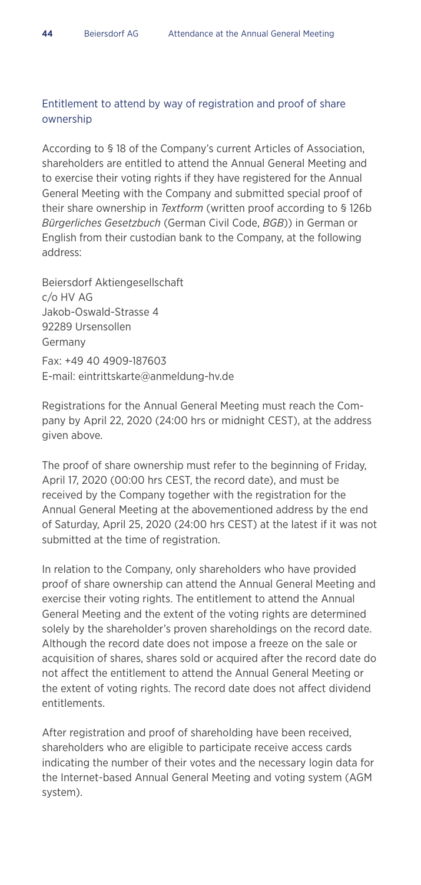## Entitlement to attend by way of registration and proof of share ownership

According to § 18 of the Company's current Articles of Association, shareholders are entitled to attend the Annual General Meeting and to exercise their voting rights if they have registered for the Annual General Meeting with the Company and submitted special proof of their share ownership in *Textform* (written proof according to § 126b *Bürgerliches Gesetzbuch* (German Civil Code, *BGB*)) in German or English from their custodian bank to the Company, at the following address:

Beiersdorf Aktiengesellschaft
c/o HV AG
Jakob-Oswald-Strasse 4
92289 Ursensollen
Germany
Fax: +49 40 4909-187603
E-mail: eintrittskarte@anmeldung-hv.de

Registrations for the Annual General Meeting must reach the Company by April 22, 2020 (24:00 hrs or midnight CEST), at the address given above.

The proof of share ownership must refer to the beginning of Friday, April 17, 2020 (00:00 hrs CEST, the record date), and must be received by the Company together with the registration for the Annual General Meeting at the abovementioned address by the end of Saturday, April 25, 2020 (24:00 hrs CEST) at the latest if it was not submitted at the time of registration.

In relation to the Company, only shareholders who have provided proof of share ownership can attend the Annual General Meeting and exercise their voting rights. The entitlement to attend the Annual General Meeting and the extent of the voting rights are determined solely by the shareholder's proven shareholdings on the record date. Although the record date does not impose a freeze on the sale or acquisition of shares, shares sold or acquired after the record date do not affect the entitlement to attend the Annual General Meeting or the extent of voting rights. The record date does not affect dividend entitlements.

After registration and proof of shareholding have been received, shareholders who are eligible to participate receive access cards indicating the number of their votes and the necessary login data for the Internet-based Annual General Meeting and voting system (AGM system).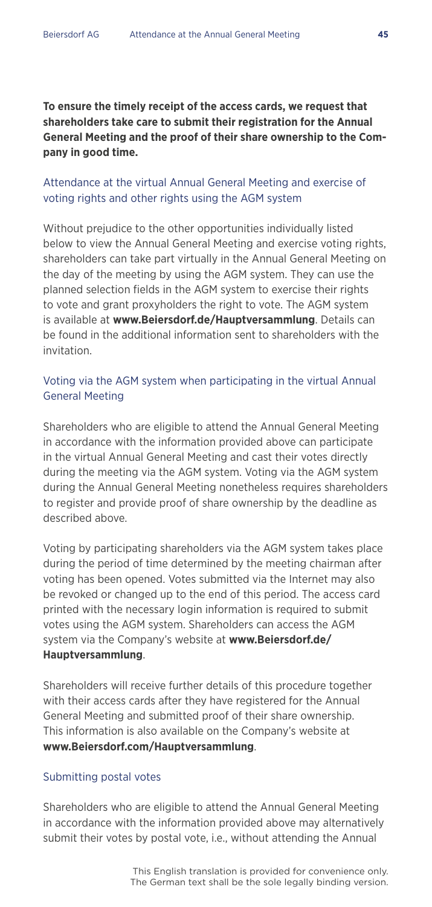**To ensure the timely receipt of the access cards, we request that shareholders take care to submit their registration for the Annual General Meeting and the proof of their share ownership to the Company in good time.**

### Attendance at the virtual Annual General Meeting and exercise of voting rights and other rights using the AGM system

Without prejudice to the other opportunities individually listed below to view the Annual General Meeting and exercise voting rights, shareholders can take part virtually in the Annual General Meeting on the day of the meeting by using the AGM system. They can use the planned selection fields in the AGM system to exercise their rights to vote and grant proxyholders the right to vote. The AGM system is available at **www.Beiersdorf.de/Hauptversammlung**. Details can be found in the additional information sent to shareholders with the invitation.

### Voting via the AGM system when participating in the virtual Annual General Meeting

Shareholders who are eligible to attend the Annual General Meeting in accordance with the information provided above can participate in the virtual Annual General Meeting and cast their votes directly during the meeting via the AGM system. Voting via the AGM system during the Annual General Meeting nonetheless requires shareholders to register and provide proof of share ownership by the deadline as described above.

Voting by participating shareholders via the AGM system takes place during the period of time determined by the meeting chairman after voting has been opened. Votes submitted via the Internet may also be revoked or changed up to the end of this period. The access card printed with the necessary login information is required to submit votes using the AGM system. Shareholders can access the AGM system via the Company's website at **www.Beiersdorf.de/Hauptversammlung**.

Shareholders will receive further details of this procedure together with their access cards after they have registered for the Annual General Meeting and submitted proof of their share ownership. This information is also available on the Company's website at **www.Beiersdorf.com/Hauptversammlung**.

### Submitting postal votes

Shareholders who are eligible to attend the Annual General Meeting in accordance with the information provided above may alternatively submit their votes by postal vote, i.e., without attending the Annual

This English translation is provided for convenience only. The German text shall be the sole legally binding version.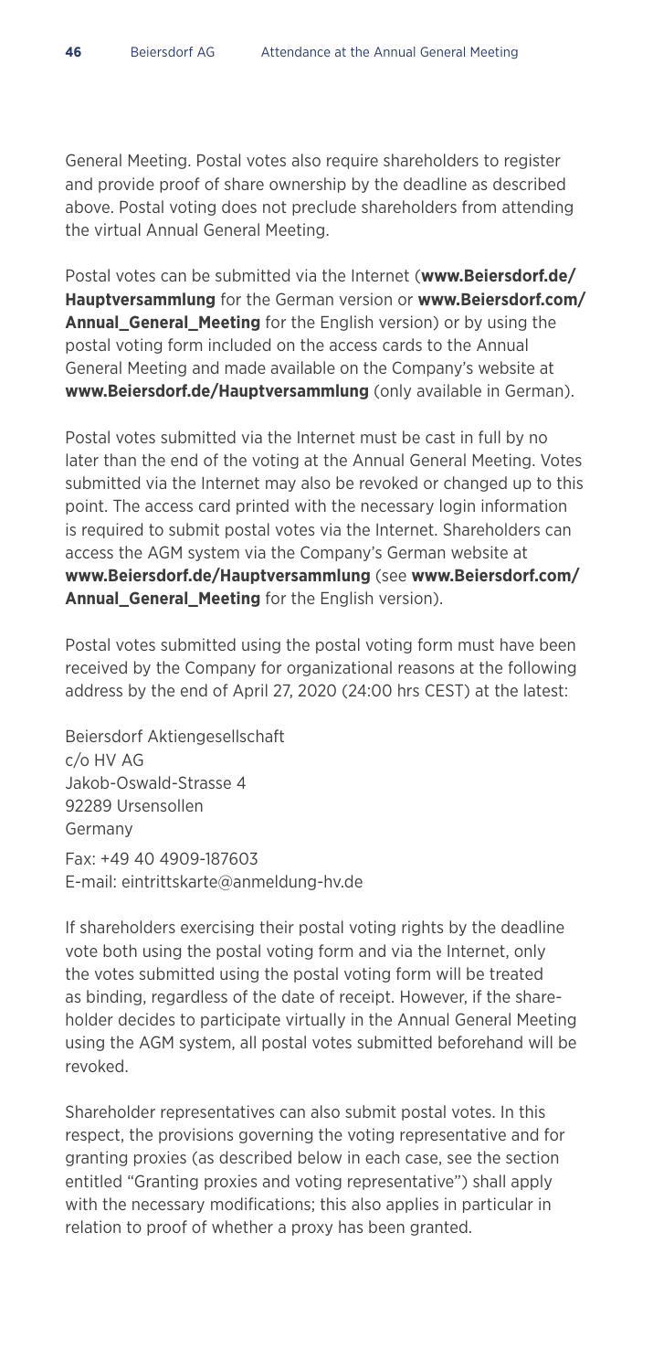General Meeting. Postal votes also require shareholders to register and provide proof of share ownership by the deadline as described above. Postal voting does not preclude shareholders from attending the virtual Annual General Meeting.

Postal votes can be submitted via the Internet (**www.Beiersdorf.de/Hauptversammlung** for the German version or **www.Beiersdorf.com/Annual_General_Meeting** for the English version) or by using the postal voting form included on the access cards to the Annual General Meeting and made available on the Company's website at **www.Beiersdorf.de/Hauptversammlung** (only available in German).

Postal votes submitted via the Internet must be cast in full by no later than the end of the voting at the Annual General Meeting. Votes submitted via the Internet may also be revoked or changed up to this point. The access card printed with the necessary login information is required to submit postal votes via the Internet. Shareholders can access the AGM system via the Company's German website at **www.Beiersdorf.de/Hauptversammlung** (see **www.Beiersdorf.com/Annual_General_Meeting** for the English version).

Postal votes submitted using the postal voting form must have been received by the Company for organizational reasons at the following address by the end of April 27, 2020 (24:00 hrs CEST) at the latest:

Beiersdorf Aktiengesellschaft
c/o HV AG
Jakob-Oswald-Strasse 4
92289 Ursensollen
Germany

Fax: +49 40 4909-187603
E-mail: eintrittskarte@anmeldung-hv.de

If shareholders exercising their postal voting rights by the deadline vote both using the postal voting form and via the Internet, only the votes submitted using the postal voting form will be treated as binding, regardless of the date of receipt. However, if the shareholder decides to participate virtually in the Annual General Meeting using the AGM system, all postal votes submitted beforehand will be revoked.

Shareholder representatives can also submit postal votes. In this respect, the provisions governing the voting representative and for granting proxies (as described below in each case, see the section entitled "Granting proxies and voting representative") shall apply with the necessary modifications; this also applies in particular in relation to proof of whether a proxy has been granted.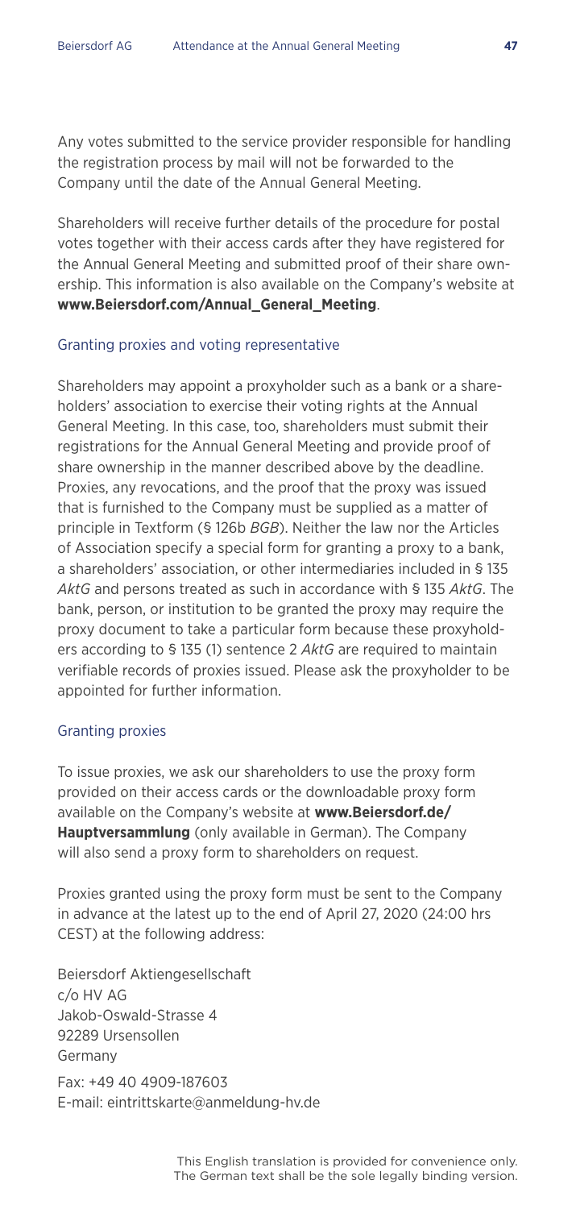Any votes submitted to the service provider responsible for handling the registration process by mail will not be forwarded to the Company until the date of the Annual General Meeting.

Shareholders will receive further details of the procedure for postal votes together with their access cards after they have registered for the Annual General Meeting and submitted proof of their share ownership. This information is also available on the Company's website at **www.Beiersdorf.com/Annual_General_Meeting**.

### Granting proxies and voting representative

Shareholders may appoint a proxyholder such as a bank or a shareholders' association to exercise their voting rights at the Annual General Meeting. In this case, too, shareholders must submit their registrations for the Annual General Meeting and provide proof of share ownership in the manner described above by the deadline. Proxies, any revocations, and the proof that the proxy was issued that is furnished to the Company must be supplied as a matter of principle in Textform (§ 126b *BGB*). Neither the law nor the Articles of Association specify a special form for granting a proxy to a bank, a shareholders' association, or other intermediaries included in § 135 *AktG* and persons treated as such in accordance with § 135 *AktG*. The bank, person, or institution to be granted the proxy may require the proxy document to take a particular form because these proxyholders according to § 135 (1) sentence 2 *AktG* are required to maintain verifiable records of proxies issued. Please ask the proxyholder to be appointed for further information.

### Granting proxies

To issue proxies, we ask our shareholders to use the proxy form provided on their access cards or the downloadable proxy form available on the Company's website at **www.Beiersdorf.de/Hauptversammlung** (only available in German). The Company will also send a proxy form to shareholders on request.

Proxies granted using the proxy form must be sent to the Company in advance at the latest up to the end of April 27, 2020 (24:00 hrs CEST) at the following address:

Beiersdorf Aktiengesellschaft
c/o HV AG
Jakob-Oswald-Strasse 4
92289 Ursensollen
Germany

Fax: +49 40 4909-187603
E-mail: eintrittskarte@anmeldung-hv.de

This English translation is provided for convenience only. The German text shall be the sole legally binding version.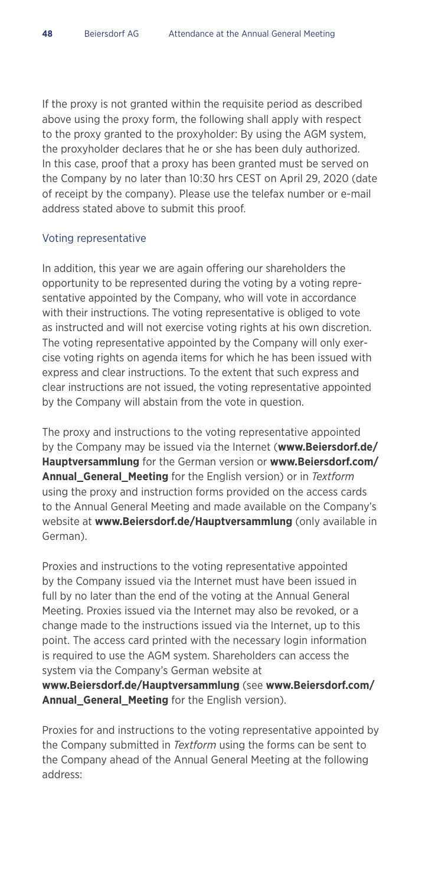If the proxy is not granted within the requisite period as described above using the proxy form, the following shall apply with respect to the proxy granted to the proxyholder: By using the AGM system, the proxyholder declares that he or she has been duly authorized. In this case, proof that a proxy has been granted must be served on the Company by no later than 10:30 hrs CEST on April 29, 2020 (date of receipt by the company). Please use the telefax number or e-mail address stated above to submit this proof.

### Voting representative

In addition, this year we are again offering our shareholders the opportunity to be represented during the voting by a voting representative appointed by the Company, who will vote in accordance with their instructions. The voting representative is obliged to vote as instructed and will not exercise voting rights at his own discretion. The voting representative appointed by the Company will only exercise voting rights on agenda items for which he has been issued with express and clear instructions. To the extent that such express and clear instructions are not issued, the voting representative appointed by the Company will abstain from the vote in question.

The proxy and instructions to the voting representative appointed by the Company may be issued via the Internet (**www.Beiersdorf.de/Hauptversammlung** for the German version or **www.Beiersdorf.com/Annual_General_Meeting** for the English version) or in *Textform* using the proxy and instruction forms provided on the access cards to the Annual General Meeting and made available on the Company's website at **www.Beiersdorf.de/Hauptversammlung** (only available in German).

Proxies and instructions to the voting representative appointed by the Company issued via the Internet must have been issued in full by no later than the end of the voting at the Annual General Meeting. Proxies issued via the Internet may also be revoked, or a change made to the instructions issued via the Internet, up to this point. The access card printed with the necessary login information is required to use the AGM system. Shareholders can access the system via the Company's German website at **www.Beiersdorf.de/Hauptversammlung** (see **www.Beiersdorf.com/Annual_General_Meeting** for the English version).

Proxies for and instructions to the voting representative appointed by the Company submitted in *Textform* using the forms can be sent to the Company ahead of the Annual General Meeting at the following address: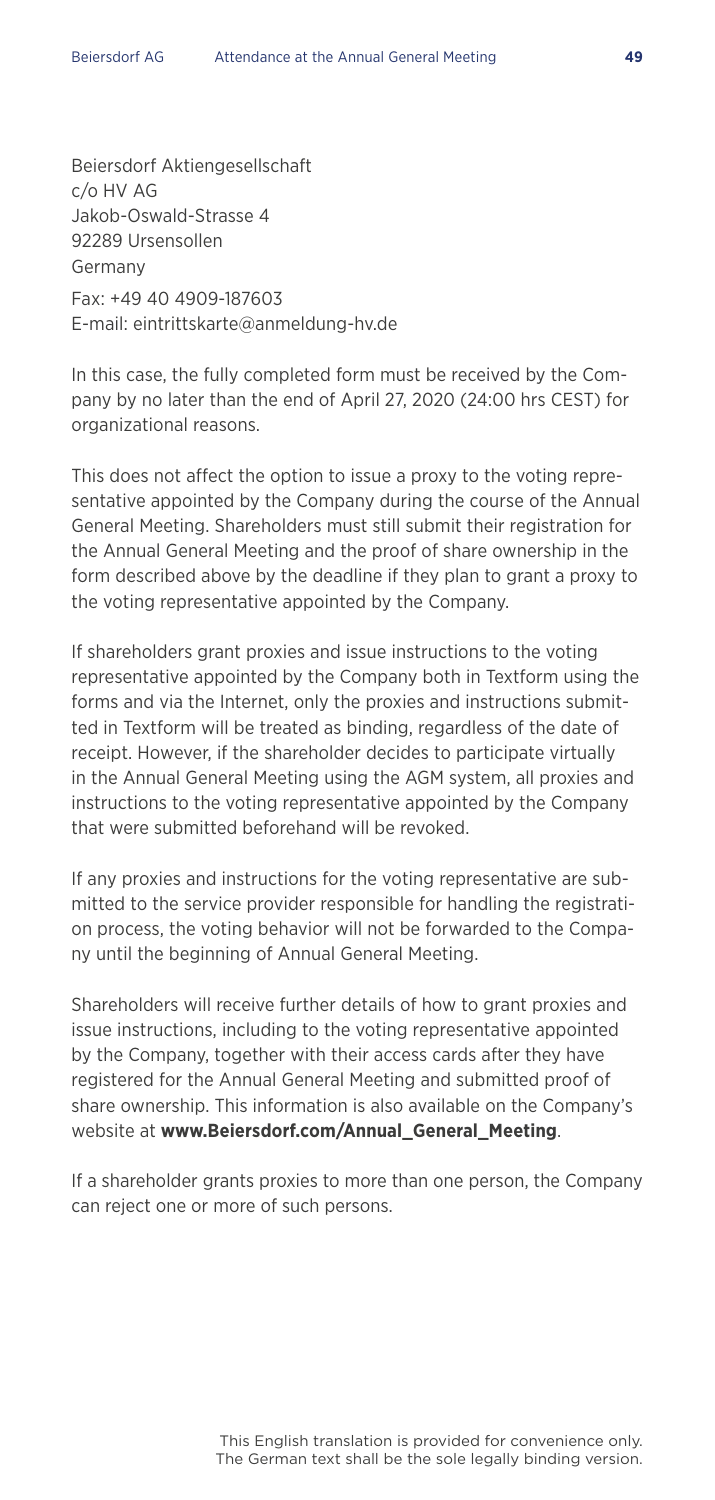Beiersdorf Aktiengesellschaft
c/o HV AG
Jakob-Oswald-Strasse 4
92289 Ursensollen
Germany

Fax: +49 40 4909-187603
E-mail: eintrittskarte@anmeldung-hv.de

In this case, the fully completed form must be received by the Company by no later than the end of April 27, 2020 (24:00 hrs CEST) for organizational reasons.

This does not affect the option to issue a proxy to the voting representative appointed by the Company during the course of the Annual General Meeting. Shareholders must still submit their registration for the Annual General Meeting and the proof of share ownership in the form described above by the deadline if they plan to grant a proxy to the voting representative appointed by the Company.

If shareholders grant proxies and issue instructions to the voting representative appointed by the Company both in Textform using the forms and via the Internet, only the proxies and instructions submitted in Textform will be treated as binding, regardless of the date of receipt. However, if the shareholder decides to participate virtually in the Annual General Meeting using the AGM system, all proxies and instructions to the voting representative appointed by the Company that were submitted beforehand will be revoked.

If any proxies and instructions for the voting representative are submitted to the service provider responsible for handling the registration process, the voting behavior will not be forwarded to the Company until the beginning of Annual General Meeting.

Shareholders will receive further details of how to grant proxies and issue instructions, including to the voting representative appointed by the Company, together with their access cards after they have registered for the Annual General Meeting and submitted proof of share ownership. This information is also available on the Company's website at **www.Beiersdorf.com/Annual_General_Meeting**.

If a shareholder grants proxies to more than one person, the Company can reject one or more of such persons.

This English translation is provided for convenience only. The German text shall be the sole legally binding version.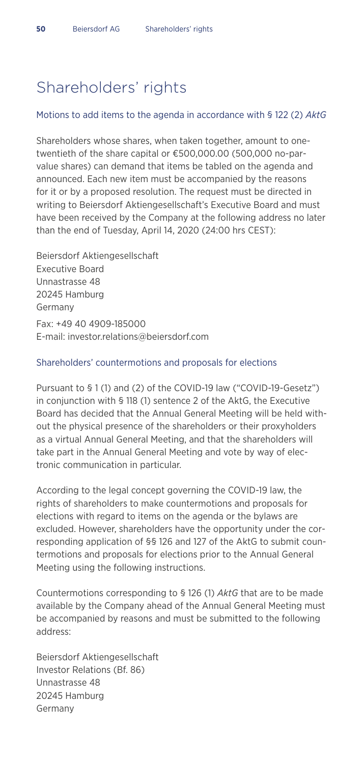# Shareholders' rights

## Motions to add items to the agenda in accordance with § 122 (2) *AktG*

Shareholders whose shares, when taken together, amount to one-twentieth of the share capital or €500,000.00 (500,000 no-par-value shares) can demand that items be tabled on the agenda and announced. Each new item must be accompanied by the reasons for it or by a proposed resolution. The request must be directed in writing to Beiersdorf Aktiengesellschaft's Executive Board and must have been received by the Company at the following address no later than the end of Tuesday, April 14, 2020 (24:00 hrs CEST):

Beiersdorf Aktiengesellschaft
Executive Board
Unnastrasse 48
20245 Hamburg
Germany

Fax: +49 40 4909-185000
E-mail: investor.relations@beiersdorf.com

## Shareholders' countermotions and proposals for elections

Pursuant to § 1 (1) and (2) of the COVID-19 law ("COVID-19-Gesetz") in conjunction with § 118 (1) sentence 2 of the AktG, the Executive Board has decided that the Annual General Meeting will be held without the physical presence of the shareholders or their proxyholders as a virtual Annual General Meeting, and that the shareholders will take part in the Annual General Meeting and vote by way of electronic communication in particular.

According to the legal concept governing the COVID-19 law, the rights of shareholders to make countermotions and proposals for elections with regard to items on the agenda or the bylaws are excluded. However, shareholders have the opportunity under the corresponding application of §§ 126 and 127 of the AktG to submit countermotions and proposals for elections prior to the Annual General Meeting using the following instructions.

Countermotions corresponding to § 126 (1) *AktG* that are to be made available by the Company ahead of the Annual General Meeting must be accompanied by reasons and must be submitted to the following address:

Beiersdorf Aktiengesellschaft
Investor Relations (Bf. 86)
Unnastrasse 48
20245 Hamburg
Germany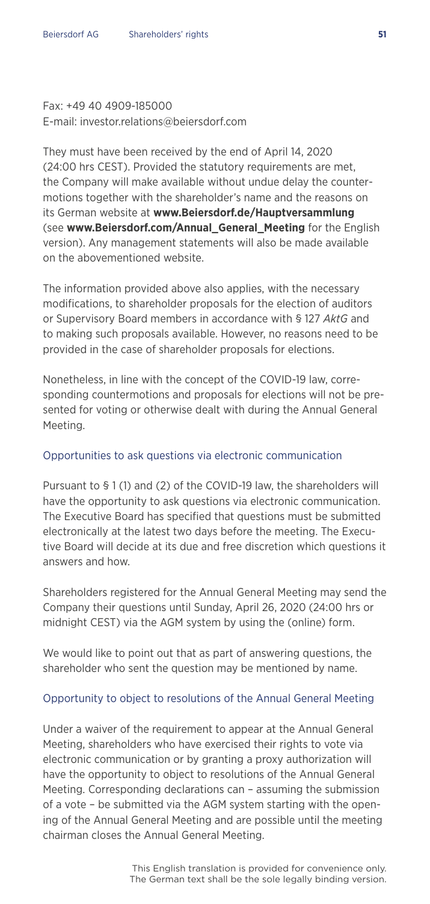Fax: +49 40 4909-185000
E-mail: investor.relations@beiersdorf.com

They must have been received by the end of April 14, 2020 (24:00 hrs CEST). Provided the statutory requirements are met, the Company will make available without undue delay the countermotions together with the shareholder's name and the reasons on its German website at **www.Beiersdorf.de/Hauptversammlung** (see **www.Beiersdorf.com/Annual_General_Meeting** for the English version). Any management statements will also be made available on the abovementioned website.

The information provided above also applies, with the necessary modifications, to shareholder proposals for the election of auditors or Supervisory Board members in accordance with § 127 *AktG* and to making such proposals available. However, no reasons need to be provided in the case of shareholder proposals for elections.

Nonetheless, in line with the concept of the COVID-19 law, corresponding countermotions and proposals for elections will not be presented for voting or otherwise dealt with during the Annual General Meeting.

### Opportunities to ask questions via electronic communication

Pursuant to § 1 (1) and (2) of the COVID-19 law, the shareholders will have the opportunity to ask questions via electronic communication. The Executive Board has specified that questions must be submitted electronically at the latest two days before the meeting. The Executive Board will decide at its due and free discretion which questions it answers and how.

Shareholders registered for the Annual General Meeting may send the Company their questions until Sunday, April 26, 2020 (24:00 hrs or midnight CEST) via the AGM system by using the (online) form.

We would like to point out that as part of answering questions, the shareholder who sent the question may be mentioned by name.

### Opportunity to object to resolutions of the Annual General Meeting

Under a waiver of the requirement to appear at the Annual General Meeting, shareholders who have exercised their rights to vote via electronic communication or by granting a proxy authorization will have the opportunity to object to resolutions of the Annual General Meeting. Corresponding declarations can – assuming the submission of a vote – be submitted via the AGM system starting with the opening of the Annual General Meeting and are possible until the meeting chairman closes the Annual General Meeting.

This English translation is provided for convenience only. The German text shall be the sole legally binding version.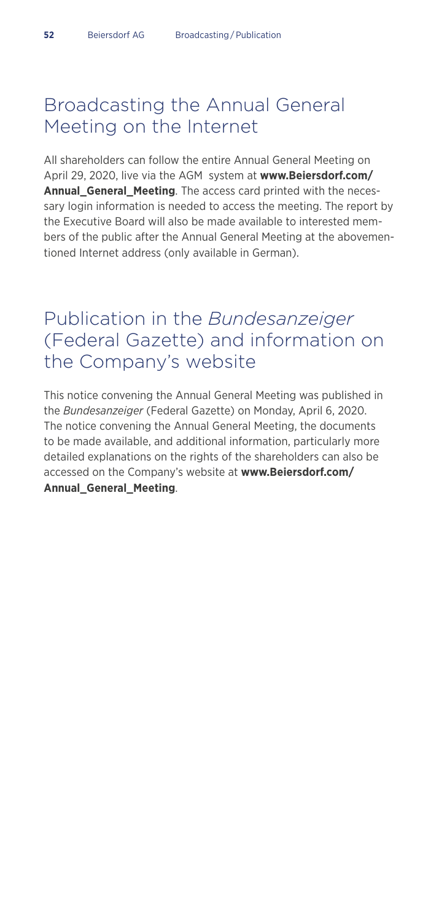## Broadcasting the Annual General Meeting on the Internet

All shareholders can follow the entire Annual General Meeting on April 29, 2020, live via the AGM system at **www.Beiersdorf.com/Annual_General_Meeting**. The access card printed with the necessary login information is needed to access the meeting. The report by the Executive Board will also be made available to interested members of the public after the Annual General Meeting at the abovementioned Internet address (only available in German).

## Publication in the *Bundesanzeiger* (Federal Gazette) and information on the Company's website

This notice convening the Annual General Meeting was published in the *Bundesanzeiger* (Federal Gazette) on Monday, April 6, 2020. The notice convening the Annual General Meeting, the documents to be made available, and additional information, particularly more detailed explanations on the rights of the shareholders can also be accessed on the Company's website at **www.Beiersdorf.com/Annual_General_Meeting**.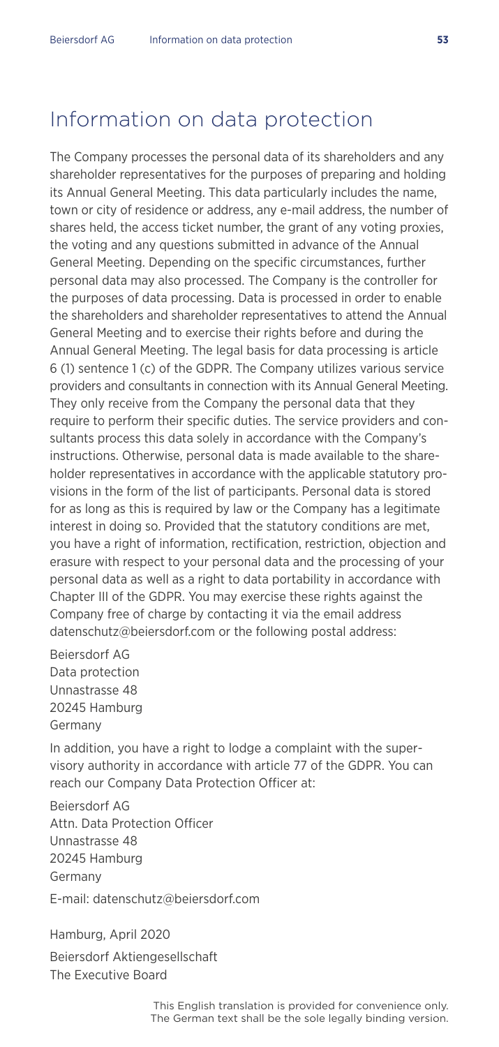# Information on data protection

The Company processes the personal data of its shareholders and any shareholder representatives for the purposes of preparing and holding its Annual General Meeting. This data particularly includes the name, town or city of residence or address, any e-mail address, the number of shares held, the access ticket number, the grant of any voting proxies, the voting and any questions submitted in advance of the Annual General Meeting. Depending on the specific circumstances, further personal data may also processed. The Company is the controller for the purposes of data processing. Data is processed in order to enable the shareholders and shareholder representatives to attend the Annual General Meeting and to exercise their rights before and during the Annual General Meeting. The legal basis for data processing is article 6 (1) sentence 1 (c) of the GDPR. The Company utilizes various service providers and consultants in connection with its Annual General Meeting. They only receive from the Company the personal data that they require to perform their specific duties. The service providers and consultants process this data solely in accordance with the Company's instructions. Otherwise, personal data is made available to the shareholder representatives in accordance with the applicable statutory provisions in the form of the list of participants. Personal data is stored for as long as this is required by law or the Company has a legitimate interest in doing so. Provided that the statutory conditions are met, you have a right of information, rectification, restriction, objection and erasure with respect to your personal data and the processing of your personal data as well as a right to data portability in accordance with Chapter III of the GDPR. You may exercise these rights against the Company free of charge by contacting it via the email address datenschutz@beiersdorf.com or the following postal address:

Beiersdorf AG
Data protection
Unnastrasse 48
20245 Hamburg
Germany

In addition, you have a right to lodge a complaint with the supervisory authority in accordance with article 77 of the GDPR. You can reach our Company Data Protection Officer at:

Beiersdorf AG
Attn. Data Protection Officer
Unnastrasse 48
20245 Hamburg
Germany

E-mail: datenschutz@beiersdorf.com

Hamburg, April 2020

Beiersdorf Aktiengesellschaft
The Executive Board

This English translation is provided for convenience only. The German text shall be the sole legally binding version.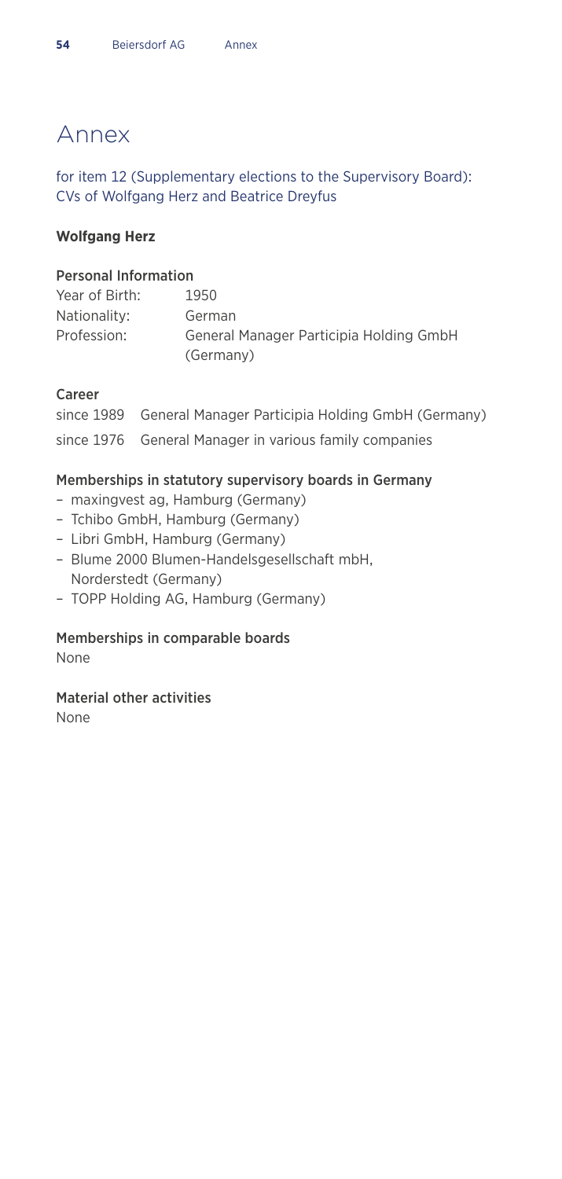# Annex

for item 12 (Supplementary elections to the Supervisory Board): CVs of Wolfgang Herz and Beatrice Dreyfus

**Wolfgang Herz**

### Personal Information

| | |
|---|---|
| Year of Birth: | 1950 |
| Nationality: | German |
| Profession: | General Manager Participia Holding GmbH (Germany) |

### Career

| | |
|---|---|
| since 1989 | General Manager Participia Holding GmbH (Germany) |
| since 1976 | General Manager in various family companies |

### Memberships in statutory supervisory boards in Germany

- maxingvest ag, Hamburg (Germany)
- Tchibo GmbH, Hamburg (Germany)
- Libri GmbH, Hamburg (Germany)
- Blume 2000 Blumen-Handelsgesellschaft mbH, Norderstedt (Germany)
- TOPP Holding AG, Hamburg (Germany)

### Memberships in comparable boards

None

### Material other activities

None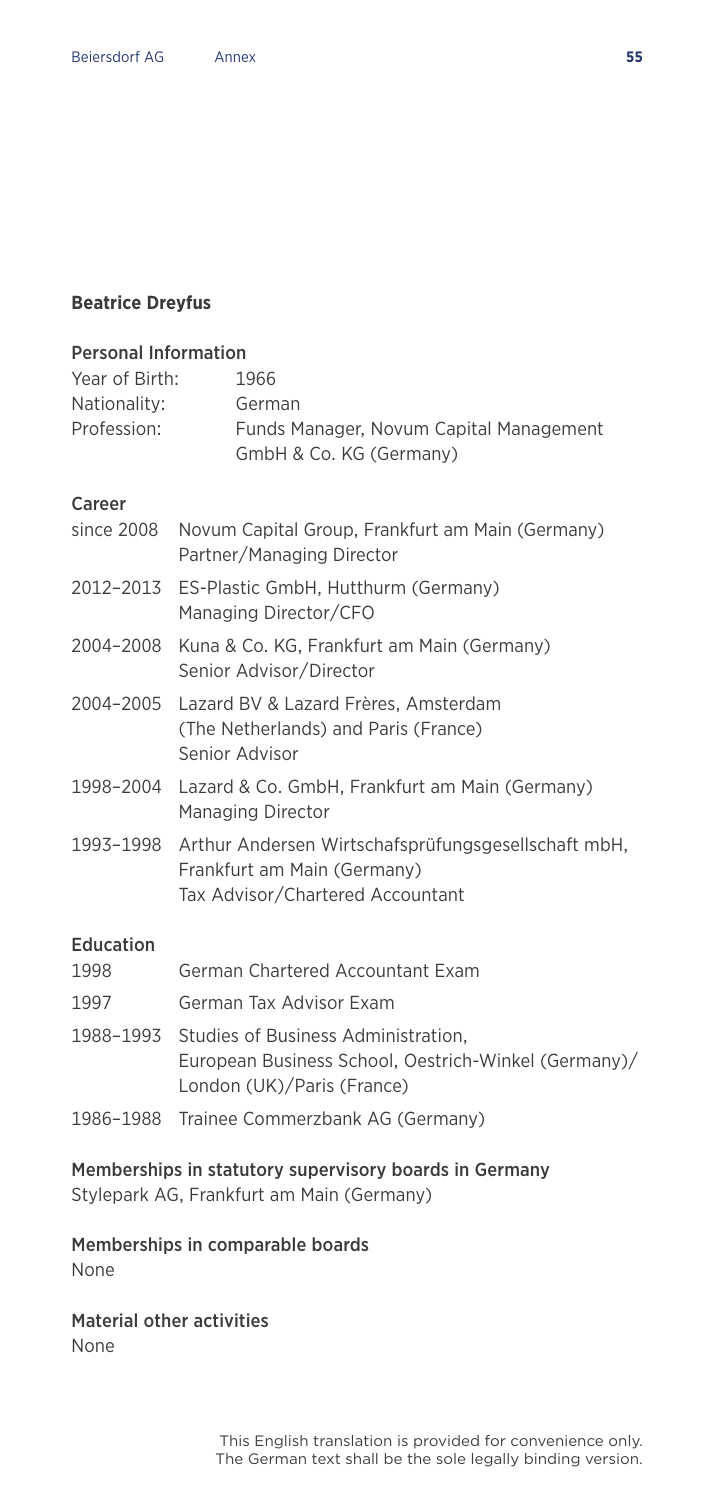## Beatrice Dreyfus

### Personal Information

| | |
|---|---|
| Year of Birth: | 1966 |
| Nationality: | German |
| Profession: | Funds Manager, Novum Capital Management GmbH & Co. KG (Germany) |

### Career

| | |
|---|---|
| since 2008 | Novum Capital Group, Frankfurt am Main (Germany) Partner/Managing Director |
| 2012–2013 | ES-Plastic GmbH, Hutthurm (Germany) Managing Director/CFO |
| 2004–2008 | Kuna & Co. KG, Frankfurt am Main (Germany) Senior Advisor/Director |
| 2004–2005 | Lazard BV & Lazard Frères, Amsterdam (The Netherlands) and Paris (France) Senior Advisor |
| 1998–2004 | Lazard & Co. GmbH, Frankfurt am Main (Germany) Managing Director |
| 1993–1998 | Arthur Andersen Wirtschafsprüfungsgesellschaft mbH, Frankfurt am Main (Germany) Tax Advisor/Chartered Accountant |

### Education

| | |
|---|---|
| 1998 | German Chartered Accountant Exam |
| 1997 | German Tax Advisor Exam |
| 1988–1993 | Studies of Business Administration, European Business School, Oestrich-Winkel (Germany)/ London (UK)/Paris (France) |
| 1986–1988 | Trainee Commerzbank AG (Germany) |

### Memberships in statutory supervisory boards in Germany

Stylepark AG, Frankfurt am Main (Germany)

### Memberships in comparable boards

None

### Material other activities

None

This English translation is provided for convenience only. The German text shall be the sole legally binding version.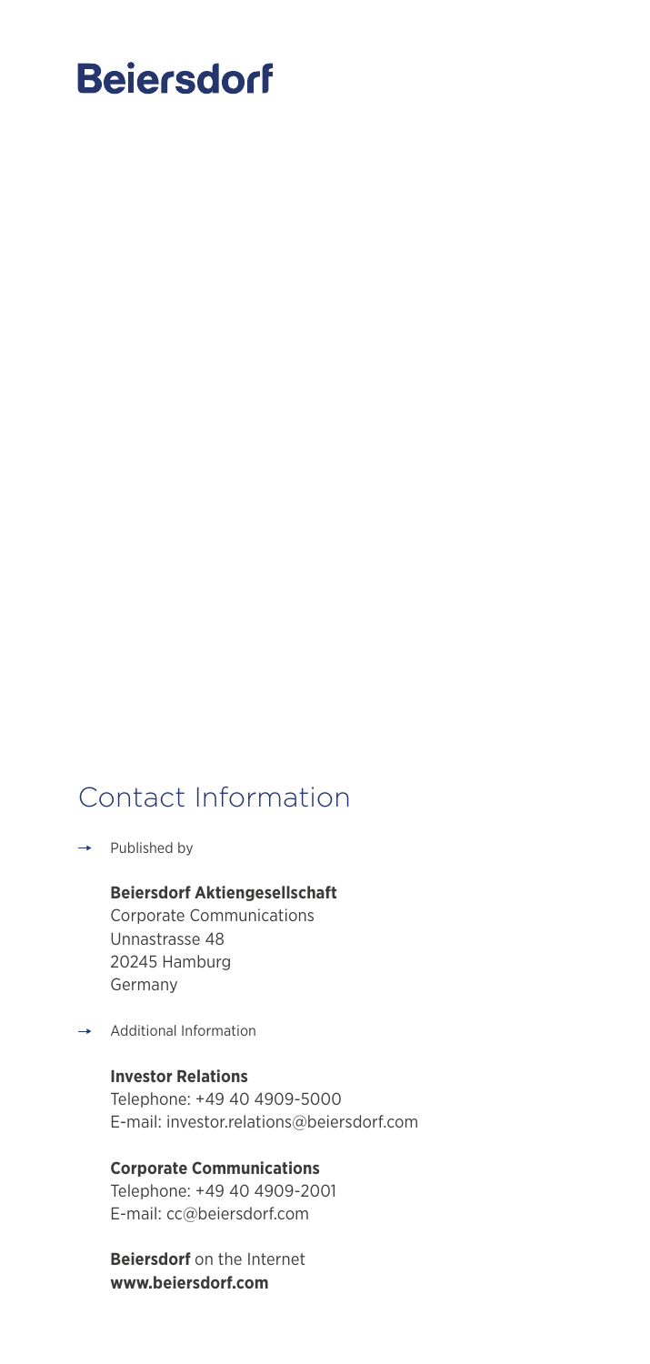# Beiersdorf

## Contact Information

→ Published by

**Beiersdorf Aktiengesellschaft**
Corporate Communications
Unnastrasse 48
20245 Hamburg
Germany

→ Additional Information

**Investor Relations**
Telephone: +49 40 4909-5000
E-mail: investor.relations@beiersdorf.com

**Corporate Communications**
Telephone: +49 40 4909-2001
E-mail: cc@beiersdorf.com

**Beiersdorf** on the Internet
**www.beiersdorf.com**